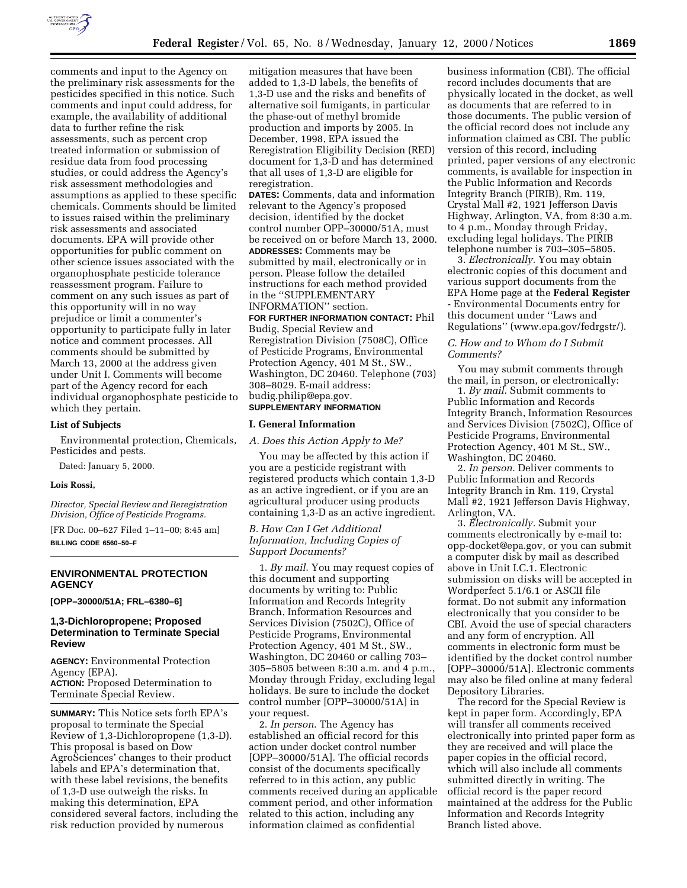comments and input to the Agency on the preliminary risk assessments for the pesticides specified in this notice. Such comments and input could address, for example, the availability of additional data to further refine the risk assessments, such as percent crop treated information or submission of residue data from food processing studies, or could address the Agency's risk assessment methodologies and assumptions as applied to these specific chemicals. Comments should be limited to issues raised within the preliminary risk assessments and associated documents. EPA will provide other opportunities for public comment on other science issues associated with the organophosphate pesticide tolerance reassessment program. Failure to comment on any such issues as part of this opportunity will in no way prejudice or limit a commenter's opportunity to participate fully in later notice and comment processes. All comments should be submitted by March 13, 2000 at the address given under Unit I. Comments will become part of the Agency record for each individual organophosphate pesticide to which they pertain.

**List of Subjects**

Environmental protection, Chemicals, Pesticides and pests.

Dated: January 5, 2000.

**Lois Rossi,**

*Director, Special Review and Reregistration Division, Office of Pesticide Programs.*

[FR Doc. 00–627 Filed 1–11–00; 8:45 am]

**BILLING CODE 6560–50–F**

## ENVIRONMENTAL PROTECTION AGENCY

**[OPP–30000/51A; FRL–6380–6]**

### 1,3-Dichloropropene; Proposed Determination to Terminate Special Review

**AGENCY:** Environmental Protection Agency (EPA).

**ACTION:** Proposed Determination to Terminate Special Review.

**SUMMARY:** This Notice sets forth EPA's proposal to terminate the Special Review of 1,3-Dichloropropene (1,3-D). This proposal is based on Dow AgroSciences' changes to their product labels and EPA's determination that, with these label revisions, the benefits of 1,3-D use outweigh the risks. In making this determination, EPA considered several factors, including the risk reduction provided by numerous mitigation measures that have been added to 1,3-D labels, the benefits of 1,3-D use and the risks and benefits of alternative soil fumigants, in particular the phase-out of methyl bromide production and imports by 2005. In December, 1998, EPA issued the Reregistration Eligibility Decision (RED) document for 1,3-D and has determined that all uses of 1,3-D are eligible for reregistration.

**DATES:** Comments, data and information relevant to the Agency's proposed decision, identified by the docket control number OPP–30000/51A, must be received on or before March 13, 2000.

**ADDRESSES:** Comments may be submitted by mail, electronically or in person. Please follow the detailed instructions for each method provided in the ''SUPPLEMENTARY INFORMATION'' section.

**FOR FURTHER INFORMATION CONTACT:** Phil Budig, Special Review and Reregistration Division (7508C), Office of Pesticide Programs, Environmental Protection Agency, 401 M St., SW., Washington, DC 20460. Telephone (703) 308–8029. E-mail address: budig.philip@epa.gov.

**SUPPLEMENTARY INFORMATION**

**I. General Information**

*A. Does this Action Apply to Me?*

You may be affected by this action if you are a pesticide registrant with registered products which contain 1,3-D as an active ingredient, or if you are an agricultural producer using products containing 1,3-D as an active ingredient.

*B. How Can I Get Additional Information, Including Copies of Support Documents?*

1. *By mail*. You may request copies of this document and supporting documents by writing to: Public Information and Records Integrity Branch, Information Resources and Services Division (7502C), Office of Pesticide Programs, Environmental Protection Agency, 401 M St., SW., Washington, DC 20460 or calling 703–305–5805 between 8:30 a.m. and 4 p.m., Monday through Friday, excluding legal holidays. Be sure to include the docket control number [OPP–30000/51A] in your request.

2. *In person*. The Agency has established an official record for this action under docket control number [OPP–30000/51A]. The official records consist of the documents specifically referred to in this action, any public comments received during an applicable comment period, and other information related to this action, including any information claimed as confidential business information (CBI). The official record includes documents that are physically located in the docket, as well as documents that are referred to in those documents. The public version of the official record does not include any information claimed as CBI. The public version of this record, including printed, paper versions of any electronic comments, is available for inspection in the Public Information and Records Integrity Branch (PIRIB), Rm. 119, Crystal Mall #2, 1921 Jefferson Davis Highway, Arlington, VA, from 8:30 a.m. to 4 p.m., Monday through Friday, excluding legal holidays. The PIRIB telephone number is 703–305–5805.

3. *Electronically.* You may obtain electronic copies of this document and various support documents from the EPA Home page at the **Federal Register** - Environmental Documents entry for this document under ''Laws and Regulations'' (www.epa.gov/fedrgstr/).

*C. How and to Whom do I Submit Comments?*

You may submit comments through the mail, in person, or electronically:

1. *By mail*. Submit comments to Public Information and Records Integrity Branch, Information Resources and Services Division (7502C), Office of Pesticide Programs, Environmental Protection Agency, 401 M St., SW., Washington, DC 20460.

2. *In person*. Deliver comments to Public Information and Records Integrity Branch in Rm. 119, Crystal Mall #2, 1921 Jefferson Davis Highway, Arlington, VA.

3. *Electronically.* Submit your comments electronically by e-mail to: opp-docket@epa.gov, or you can submit a computer disk by mail as described above in Unit I.C.1. Electronic submission on disks will be accepted in Wordperfect 5.1/6.1 or ASCII file format. Do not submit any information electronically that you consider to be CBI. Avoid the use of special characters and any form of encryption. All comments in electronic form must be identified by the docket control number [OPP–30000/51A]. Electronic comments may also be filed online at many federal Depository Libraries.

The record for the Special Review is kept in paper form. Accordingly, EPA will transfer all comments received electronically into printed paper form as they are received and will place the paper copies in the official record, which will also include all comments submitted directly in writing. The official record is the paper record maintained at the address for the Public Information and Records Integrity Branch listed above.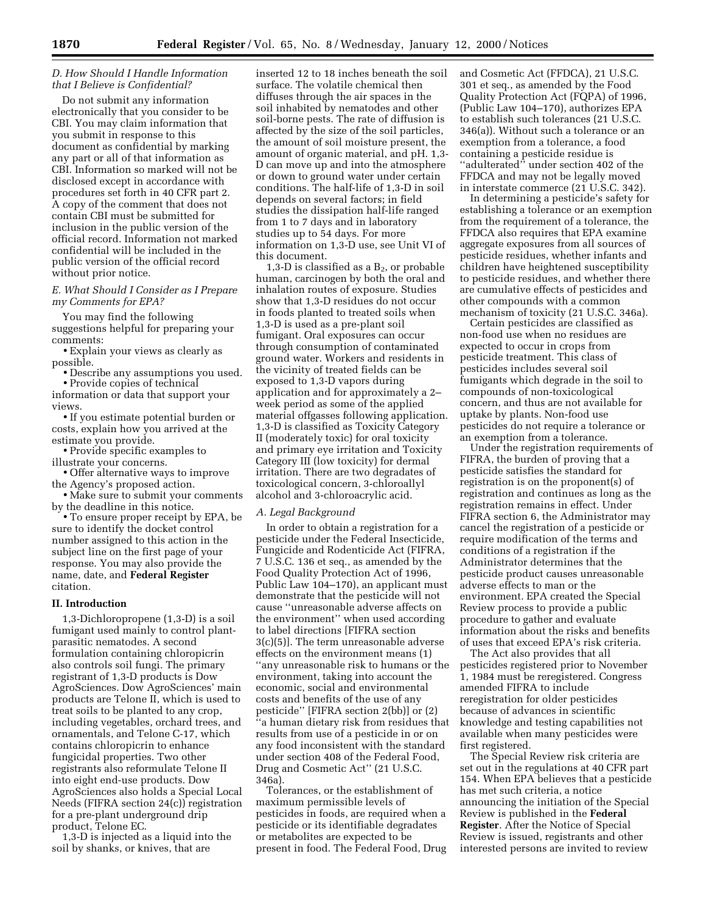### *D. How Should I Handle Information that I Believe is Confidential?*

Do not submit any information electronically that you consider to be CBI. You may claim information that you submit in response to this document as confidential by marking any part or all of that information as CBI. Information so marked will not be disclosed except in accordance with procedures set forth in 40 CFR part 2. A copy of the comment that does not contain CBI must be submitted for inclusion in the public version of the official record. Information not marked confidential will be included in the public version of the official record without prior notice.

### *E. What Should I Consider as I Prepare my Comments for EPA?*

You may find the following suggestions helpful for preparing your comments:

- Explain your views as clearly as possible.
- Describe any assumptions you used.
- Provide copies of technical information or data that support your views.
- If you estimate potential burden or costs, explain how you arrived at the estimate you provide.
- Provide specific examples to illustrate your concerns.
- Offer alternative ways to improve the Agency's proposed action.
- Make sure to submit your comments by the deadline in this notice.
- To ensure proper receipt by EPA, be sure to identify the docket control number assigned to this action in the subject line on the first page of your response. You may also provide the name, date, and **Federal Register** citation.

## II. Introduction

1,3-Dichloropropene (1,3-D) is a soil fumigant used mainly to control plant-parasitic nematodes. A second formulation containing chloropicrin also controls soil fungi. The primary registrant of 1,3-D products is Dow AgroSciences. Dow AgroSciences' main products are Telone II, which is used to treat soils to be planted to any crop, including vegetables, orchard trees, and ornamentals, and Telone C-17, which contains chloropicrin to enhance fungicidal properties. Two other registrants also reformulate Telone II into eight end-use products. Dow AgroSciences also holds a Special Local Needs (FIFRA section 24(c)) registration for a pre-plant underground drip product, Telone EC.

1,3-D is injected as a liquid into the soil by shanks, or knives, that are inserted 12 to 18 inches beneath the soil surface. The volatile chemical then diffuses through the air spaces in the soil inhabited by nematodes and other soil-borne pests. The rate of diffusion is affected by the size of the soil particles, the amount of soil moisture present, the amount of organic material, and pH. 1,3-D can move up and into the atmosphere or down to ground water under certain conditions. The half-life of 1,3-D in soil depends on several factors; in field studies the dissipation half-life ranged from 1 to 7 days and in laboratory studies up to 54 days. For more information on 1,3-D use, see Unit VI of this document.

1,3-D is classified as a $B_2$, or probable human, carcinogen by both the oral and inhalation routes of exposure. Studies show that 1,3-D residues do not occur in foods planted to treated soils when 1,3-D is used as a pre-plant soil fumigant. Oral exposures can occur through consumption of contaminated ground water. Workers and residents in the vicinity of treated fields can be exposed to 1,3-D vapors during application and for approximately a 2–week period as some of the applied material offgasses following application. 1,3-D is classified as Toxicity Category II (moderately toxic) for oral toxicity and primary eye irritation and Toxicity Category III (low toxicity) for dermal irritation. There are two degradates of toxicological concern, 3-chloroallyl alcohol and 3-chloroacrylic acid.

### *A. Legal Background*

In order to obtain a registration for a pesticide under the Federal Insecticide, Fungicide and Rodenticide Act (FIFRA, 7 U.S.C. 136 et seq., as amended by the Food Quality Protection Act of 1996, Public Law 104–170), an applicant must demonstrate that the pesticide will not cause ''unreasonable adverse affects on the environment'' when used according to label directions [FIFRA section 3(c)(5)]. The term unreasonable adverse effects on the environment means (1) ''any unreasonable risk to humans or the environment, taking into account the economic, social and environmental costs and benefits of the use of any pesticide'' [FIFRA section 2(bb)] or (2) ''a human dietary risk from residues that results from use of a pesticide in or on any food inconsistent with the standard under section 408 of the Federal Food, Drug and Cosmetic Act'' (21 U.S.C. 346a).

Tolerances, or the establishment of maximum permissible levels of pesticides in foods, are required when a pesticide or its identifiable degradates or metabolites are expected to be present in food. The Federal Food, Drug and Cosmetic Act (FFDCA), 21 U.S.C. 301 et seq., as amended by the Food Quality Protection Act (FQPA) of 1996, (Public Law 104–170), authorizes EPA to establish such tolerances (21 U.S.C. 346(a)). Without such a tolerance or an exemption from a tolerance, a food containing a pesticide residue is ''adulterated'' under section 402 of the FFDCA and may not be legally moved in interstate commerce (21 U.S.C. 342).

In determining a pesticide's safety for establishing a tolerance or an exemption from the requirement of a tolerance, the FFDCA also requires that EPA examine aggregate exposures from all sources of pesticide residues, whether infants and children have heightened susceptibility to pesticide residues, and whether there are cumulative effects of pesticides and other compounds with a common mechanism of toxicity (21 U.S.C. 346a).

Certain pesticides are classified as non-food use when no residues are expected to occur in crops from pesticide treatment. This class of pesticides includes several soil fumigants which degrade in the soil to compounds of non-toxicological concern, and thus are not available for uptake by plants. Non-food use pesticides do not require a tolerance or an exemption from a tolerance.

Under the registration requirements of FIFRA, the burden of proving that a pesticide satisfies the standard for registration is on the proponent(s) of registration and continues as long as the registration remains in effect. Under FIFRA section 6, the Administrator may cancel the registration of a pesticide or require modification of the terms and conditions of a registration if the Administrator determines that the pesticide product causes unreasonable adverse effects to man or the environment. EPA created the Special Review process to provide a public procedure to gather and evaluate information about the risks and benefits of uses that exceed EPA's risk criteria.

The Act also provides that all pesticides registered prior to November 1, 1984 must be reregistered. Congress amended FIFRA to include reregistration for older pesticides because of advances in scientific knowledge and testing capabilities not available when many pesticides were first registered.

The Special Review risk criteria are set out in the regulations at 40 CFR part 154. When EPA believes that a pesticide has met such criteria, a notice announcing the initiation of the Special Review is published in the **Federal Register**. After the Notice of Special Review is issued, registrants and other interested persons are invited to review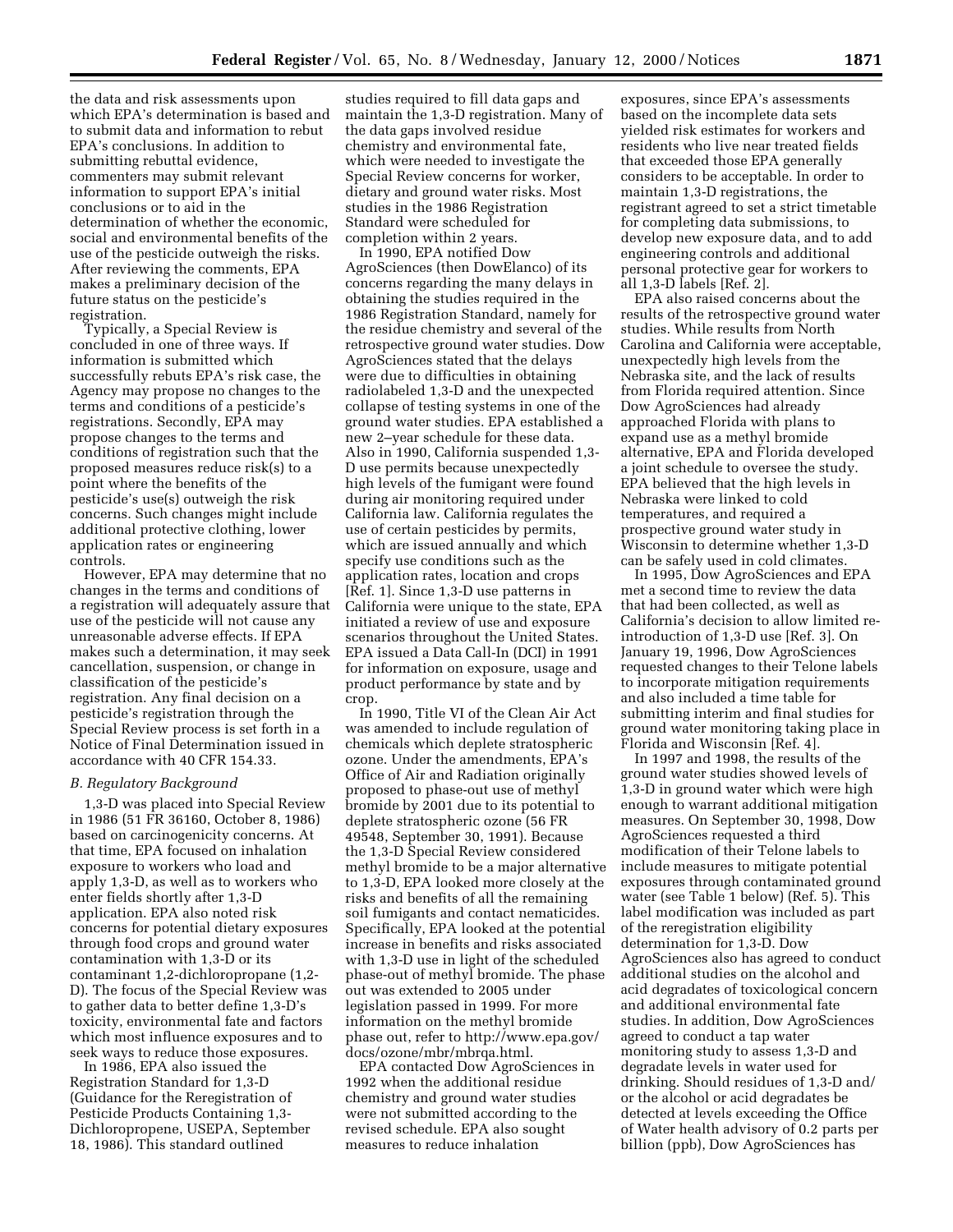the data and risk assessments upon which EPA's determination is based and to submit data and information to rebut EPA's conclusions. In addition to submitting rebuttal evidence, commenters may submit relevant information to support EPA's initial conclusions or to aid in the determination of whether the economic, social and environmental benefits of the use of the pesticide outweigh the risks. After reviewing the comments, EPA makes a preliminary decision of the future status on the pesticide's registration.

Typically, a Special Review is concluded in one of three ways. If information is submitted which successfully rebuts EPA's risk case, the Agency may propose no changes to the terms and conditions of a pesticide's registrations. Secondly, EPA may propose changes to the terms and conditions of registration such that the proposed measures reduce risk(s) to a point where the benefits of the pesticide's use(s) outweigh the risk concerns. Such changes might include additional protective clothing, lower application rates or engineering controls.

However, EPA may determine that no changes in the terms and conditions of a registration will adequately assure that use of the pesticide will not cause any unreasonable adverse effects. If EPA makes such a determination, it may seek cancellation, suspension, or change in classification of the pesticide's registration. Any final decision on a pesticide's registration through the Special Review process is set forth in a Notice of Final Determination issued in accordance with 40 CFR 154.33.

### *B. Regulatory Background*

1,3-D was placed into Special Review in 1986 (51 FR 36160, October 8, 1986) based on carcinogenicity concerns. At that time, EPA focused on inhalation exposure to workers who load and apply 1,3-D, as well as to workers who enter fields shortly after 1,3-D application. EPA also noted risk concerns for potential dietary exposures through food crops and ground water contamination with 1,3-D or its contaminant 1,2-dichloropropane (1,2-D). The focus of the Special Review was to gather data to better define 1,3-D's toxicity, environmental fate and factors which most influence exposures and to seek ways to reduce those exposures.

In 1986, EPA also issued the Registration Standard for 1,3-D (Guidance for the Reregistration of Pesticide Products Containing 1,3-Dichloropropene, USEPA, September 18, 1986). This standard outlined studies required to fill data gaps and maintain the 1,3-D registration. Many of the data gaps involved residue chemistry and environmental fate, which were needed to investigate the Special Review concerns for worker, dietary and ground water risks. Most studies in the 1986 Registration Standard were scheduled for completion within 2 years.

In 1990, EPA notified Dow AgroSciences (then DowElanco) of its concerns regarding the many delays in obtaining the studies required in the 1986 Registration Standard, namely for the residue chemistry and several of the retrospective ground water studies. Dow AgroSciences stated that the delays were due to difficulties in obtaining radiolabeled 1,3-D and the unexpected collapse of testing systems in one of the ground water studies. EPA established a new 2–year schedule for these data. Also in 1990, California suspended 1,3-D use permits because unexpectedly high levels of the fumigant were found during air monitoring required under California law. California regulates the use of certain pesticides by permits, which are issued annually and which specify use conditions such as the application rates, location and crops [Ref. 1]. Since 1,3-D use patterns in California were unique to the state, EPA initiated a review of use and exposure scenarios throughout the United States. EPA issued a Data Call-In (DCI) in 1991 for information on exposure, usage and product performance by state and by crop.

In 1990, Title VI of the Clean Air Act was amended to include regulation of chemicals which deplete stratospheric ozone. Under the amendments, EPA's Office of Air and Radiation originally proposed to phase-out use of methyl bromide by 2001 due to its potential to deplete stratospheric ozone (56 FR 49548, September 30, 1991). Because the 1,3-D Special Review considered methyl bromide to be a major alternative to 1,3-D, EPA looked more closely at the risks and benefits of all the remaining soil fumigants and contact nematicides. Specifically, EPA looked at the potential increase in benefits and risks associated with 1,3-D use in light of the scheduled phase-out of methyl bromide. The phase out was extended to 2005 under legislation passed in 1999. For more information on the methyl bromide phase out, refer to http://www.epa.gov/docs/ozone/mbr/mbrqa.html.

EPA contacted Dow AgroSciences in 1992 when the additional residue chemistry and ground water studies were not submitted according to the revised schedule. EPA also sought measures to reduce inhalation exposures, since EPA's assessments based on the incomplete data sets yielded risk estimates for workers and residents who live near treated fields that exceeded those EPA generally considers to be acceptable. In order to maintain 1,3-D registrations, the registrant agreed to set a strict timetable for completing data submissions, to develop new exposure data, and to add engineering controls and additional personal protective gear for workers to all 1,3-D labels [Ref. 2].

EPA also raised concerns about the results of the retrospective ground water studies. While results from North Carolina and California were acceptable, unexpectedly high levels from the Nebraska site, and the lack of results from Florida required attention. Since Dow AgroSciences had already approached Florida with plans to expand use as a methyl bromide alternative, EPA and Florida developed a joint schedule to oversee the study. EPA believed that the high levels in Nebraska were linked to cold temperatures, and required a prospective ground water study in Wisconsin to determine whether 1,3-D can be safely used in cold climates.

In 1995, Dow AgroSciences and EPA met a second time to review the data that had been collected, as well as California's decision to allow limited re-introduction of 1,3-D use [Ref. 3]. On January 19, 1996, Dow AgroSciences requested changes to their Telone labels to incorporate mitigation requirements and also included a time table for submitting interim and final studies for ground water monitoring taking place in Florida and Wisconsin [Ref. 4].

In 1997 and 1998, the results of the ground water studies showed levels of 1,3-D in ground water which were high enough to warrant additional mitigation measures. On September 30, 1998, Dow AgroSciences requested a third modification of their Telone labels to include measures to mitigate potential exposures through contaminated ground water (see Table 1 below) (Ref. 5). This label modification was included as part of the reregistration eligibility determination for 1,3-D. Dow AgroSciences also has agreed to conduct additional studies on the alcohol and acid degradates of toxicological concern and additional environmental fate studies. In addition, Dow AgroSciences agreed to conduct a tap water monitoring study to assess 1,3-D and degradate levels in water used for drinking. Should residues of 1,3-D and/or the alcohol or acid degradates be detected at levels exceeding the Office of Water health advisory of 0.2 parts per billion (ppb), Dow AgroSciences has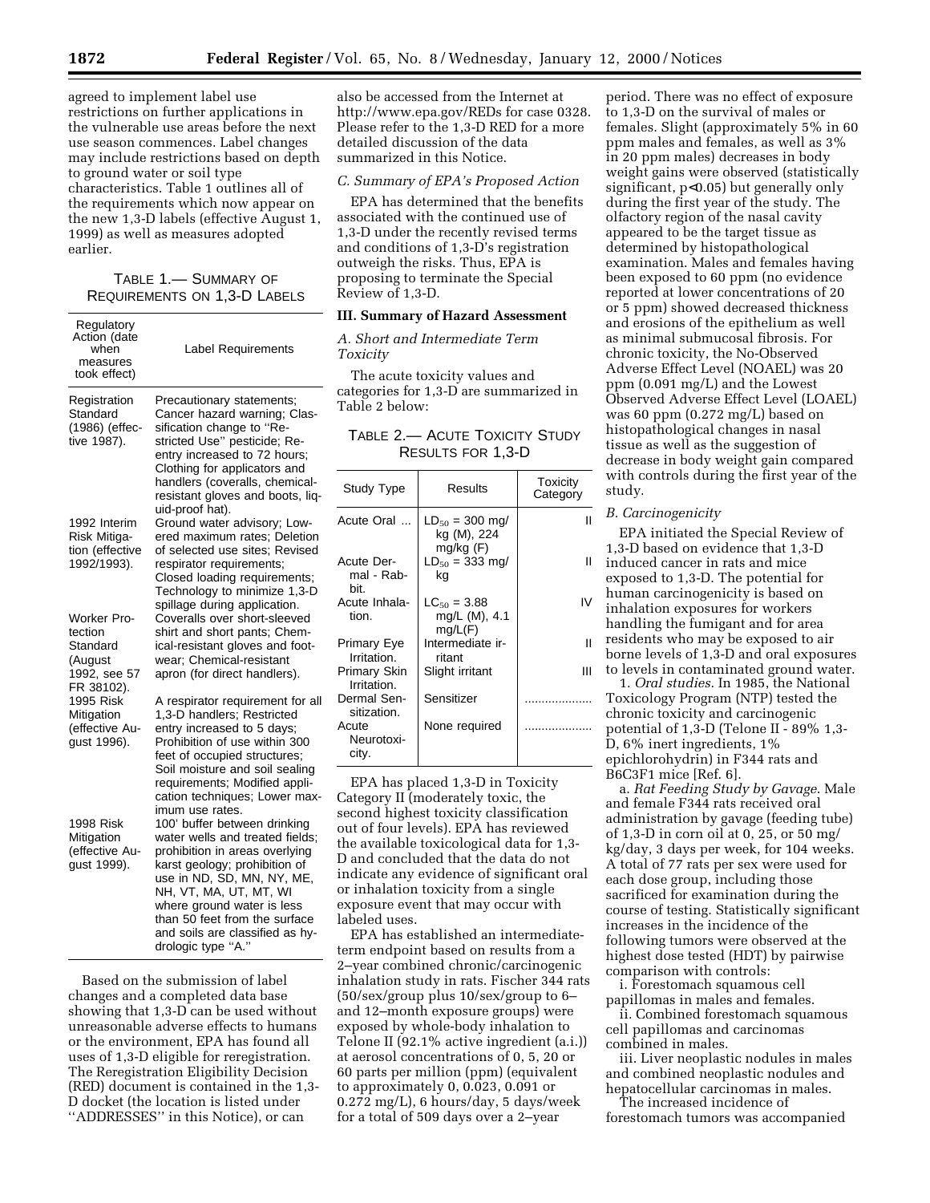agreed to implement label use restrictions on further applications in the vulnerable use areas before the next use season commences. Label changes may include restrictions based on depth to ground water or soil type characteristics. Table 1 outlines all of the requirements which now appear on the new 1,3-D labels (effective August 1, 1999) as well as measures adopted earlier.

TABLE 1.— SUMMARY OF REQUIREMENTS ON 1,3-D LABELS

| Regulatory Action (date when measures took effect) | Label Requirements |
|---|---|
| Registration Standard (1986) (effective 1987). | Precautionary statements; Cancer hazard warning; Classification change to ''Restricted Use'' pesticide; Reentry increased to 72 hours; Clothing for applicators and handlers (coveralls, chemical-resistant gloves and boots, liquid-proof hat). |
| 1992 Interim Risk Mitigation (effective 1992/1993). | Ground water advisory; Lowered maximum rates; Deletion of selected use sites; Revised respirator requirements; Closed loading requirements; Technology to minimize 1,3-D spillage during application. |
| Worker Protection Standard (August 1992, see 57 FR 38102). | Coveralls over short-sleeved shirt and short pants; Chemical-resistant gloves and footwear; Chemical-resistant apron (for direct handlers). |
| 1995 Risk Mitigation (effective August 1996). | A respirator requirement for all 1,3-D handlers; Restricted entry increased to 5 days; Prohibition of use within 300 feet of occupied structures; Soil moisture and soil sealing requirements; Modified application techniques; Lower maximum use rates. |
| 1998 Risk Mitigation (effective August 1999). | 100' buffer between drinking water wells and treated fields; prohibition in areas overlying karst geology; prohibition of use in ND, SD, MN, NY, ME, NH, VT, MA, UT, MT, WI where ground water is less than 50 feet from the surface and soils are classified as hydrologic type ''A.'' |

Based on the submission of label changes and a completed data base showing that 1,3-D can be used without unreasonable adverse effects to humans or the environment, EPA has found all uses of 1,3-D eligible for reregistration. The Reregistration Eligibility Decision (RED) document is contained in the 1,3-D docket (the location is listed under ''ADDRESSES'' in this Notice), or can also be accessed from the Internet at http://www.epa.gov/REDs for case 0328. Please refer to the 1,3-D RED for a more detailed discussion of the data summarized in this Notice.

### *C. Summary of EPA's Proposed Action*

EPA has determined that the benefits associated with the continued use of 1,3-D under the recently revised terms and conditions of 1,3-D's registration outweigh the risks. Thus, EPA is proposing to terminate the Special Review of 1,3-D.

## III. Summary of Hazard Assessment

### *A. Short and Intermediate Term Toxicity*

The acute toxicity values and categories for 1,3-D are summarized in Table 2 below:

TABLE 2.— ACUTE TOXICITY STUDY RESULTS FOR 1,3-D

| Study Type | Results | Toxicity Category |
|---|---|---|
| Acute Oral ... | $LD_{50}$ = 300 mg/kg (M), 224 mg/kg (F) | II |
| Acute Dermal - Rabbit. | $LD_{50}$ = 333 mg/kg | II |
| Acute Inhalation. | $LC_{50}$ = 3.88 mg/L (M), 4.1 mg/L(F) | IV |
| Primary Eye Irritation. | Intermediate irritant | II |
| Primary Skin Irritation. | Slight irritant | III |
| Dermal Sensitization. | Sensitizer | .................. |
| Acute Neurotoxicity. | None required | .................. |

EPA has placed 1,3-D in Toxicity Category II (moderately toxic, the second highest toxicity classification out of four levels). EPA has reviewed the available toxicological data for 1,3-D and concluded that the data do not indicate any evidence of significant oral or inhalation toxicity from a single exposure event that may occur with labeled uses.

EPA has established an intermediate-term endpoint based on results from a 2–year combined chronic/carcinogenic inhalation study in rats. Fischer 344 rats (50/sex/group plus 10/sex/group to 6– and 12–month exposure groups) were exposed by whole-body inhalation to Telone II (92.1% active ingredient (a.i.)) at aerosol concentrations of 0, 5, 20 or 60 parts per million (ppm) (equivalent to approximately 0, 0.023, 0.091 or 0.272 mg/L), 6 hours/day, 5 days/week for a total of 509 days over a 2–year period. There was no effect of exposure to 1,3-D on the survival of males or females. Slight (approximately 5% in 60 ppm males and females, as well as 3% in 20 ppm males) decreases in body weight gains were observed (statistically significant, $p<0.05$) but generally only during the first year of the study. The olfactory region of the nasal cavity appeared to be the target tissue as determined by histopathological examination. Males and females having been exposed to 60 ppm (no evidence reported at lower concentrations of 20 or 5 ppm) showed decreased thickness and erosions of the epithelium as well as minimal submucosal fibrosis. For chronic toxicity, the No-Observed Adverse Effect Level (NOAEL) was 20 ppm (0.091 mg/L) and the Lowest Observed Adverse Effect Level (LOAEL) was 60 ppm (0.272 mg/L) based on histopathological changes in nasal tissue as well as the suggestion of decrease in body weight gain compared with controls during the first year of the study.

### *B. Carcinogenicity*

EPA initiated the Special Review of 1,3-D based on evidence that 1,3-D induced cancer in rats and mice exposed to 1,3-D. The potential for human carcinogenicity is based on inhalation exposures for workers handling the fumigant and for area residents who may be exposed to air borne levels of 1,3-D and oral exposures to levels in contaminated ground water.

1. *Oral studies.* In 1985, the National Toxicology Program (NTP) tested the chronic toxicity and carcinogenic potential of 1,3-D (Telone II - 89% 1,3-D, 6% inert ingredients, 1% epichlorohydrin) in F344 rats and B6C3F1 mice [Ref. 6].

a. *Rat Feeding Study by Gavage.* Male and female F344 rats received oral administration by gavage (feeding tube) of 1,3-D in corn oil at 0, 25, or 50 mg/kg/day, 3 days per week, for 104 weeks. A total of 77 rats per sex were used for each dose group, including those sacrificed for examination during the course of testing. Statistically significant increases in the incidence of the following tumors were observed at the highest dose tested (HDT) by pairwise comparison with controls:

i. Forestomach squamous cell papillomas in males and females.

ii. Combined forestomach squamous cell papillomas and carcinomas combined in males.

iii. Liver neoplastic nodules in males and combined neoplastic nodules and hepatocellular carcinomas in males.

The increased incidence of forestomach tumors was accompanied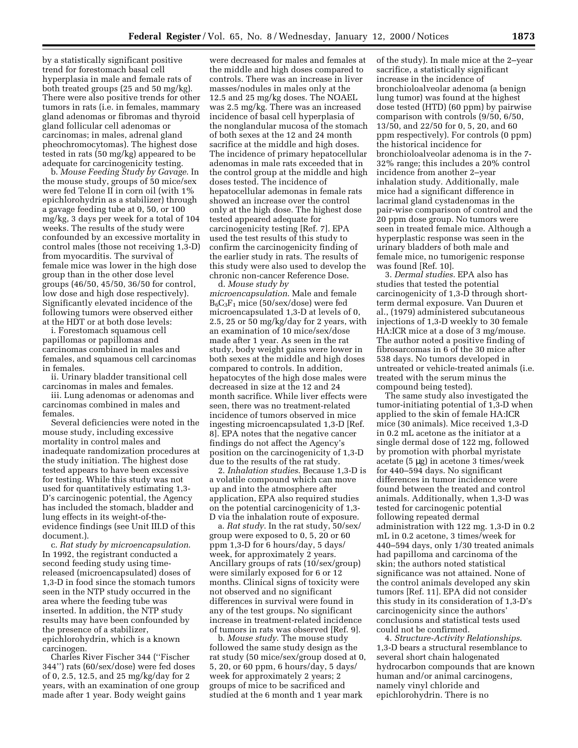by a statistically significant positive trend for forestomach basal cell hyperplasia in male and female rats of both treated groups (25 and 50 mg/kg). There were also positive trends for other tumors in rats (i.e. in females, mammary gland adenomas or fibromas and thyroid gland follicular cell adenomas or carcinomas; in males, adrenal gland pheochromocytomas). The highest dose tested in rats (50 mg/kg) appeared to be adequate for carcinogenicity testing.

b. *Mouse Feeding Study by Gavage*. In the mouse study, groups of 50 mice/sex were fed Telone II in corn oil (with 1% epichlorohydrin as a stabilizer) through a gavage feeding tube at 0, 50, or 100 mg/kg, 3 days per week for a total of 104 weeks. The results of the study were confounded by an excessive mortality in control males (those not receiving 1,3-D) from myocarditis. The survival of female mice was lower in the high dose group than in the other dose level groups (46/50, 45/50, 36/50 for control, low dose and high dose respectively). Significantly elevated incidence of the following tumors were observed either at the HDT or at both dose levels:

i. Forestomach squamous cell papillomas or papillomas and carcinomas combined in males and females, and squamous cell carcinomas in females.

ii. Urinary bladder transitional cell carcinomas in males and females.

iii. Lung adenomas or adenomas and carcinomas combined in males and females.

Several deficiencies were noted in the mouse study, including excessive mortality in control males and inadequate randomization procedures at the study initiation. The highest dose tested appears to have been excessive for testing. While this study was not used for quantitatively estimating 1,3-D's carcinogenic potential, the Agency has included the stomach, bladder and lung effects in its weight-of-the-evidence findings (see Unit III.D of this document.).

c. *Rat study by microencapsulation*. In 1992, the registrant conducted a second feeding study using time-released (microencapsulated) doses of 1,3-D in food since the stomach tumors seen in the NTP study occurred in the area where the feeding tube was inserted. In addition, the NTP study results may have been confounded by the presence of a stabilizer, epichlorohydrin, which is a known carcinogen.

Charles River Fischer 344 (''Fischer 344'') rats (60/sex/dose) were fed doses of 0, 2.5, 12.5, and 25 mg/kg/day for 2 years, with an examination of one group made after 1 year. Body weight gains were decreased for males and females at the middle and high doses compared to controls. There was an increase in liver masses/nodules in males only at the 12.5 and 25 mg/kg doses. The NOAEL was 2.5 mg/kg. There was an increased incidence of basal cell hyperplasia of the nonglandular mucosa of the stomach of both sexes at the 12 and 24 month sacrifice at the middle and high doses. The incidence of primary hepatocellular adenomas in male rats exceeded that in the control group at the middle and high doses tested. The incidence of hepatocellular ademonas in female rats showed an increase over the control only at the high dose. The highest dose tested appeared adequate for carcinogenicity testing [Ref. 7]. EPA used the test results of this study to confirm the carcinogenicity finding of the earlier study in rats. The results of this study were also used to develop the chronic non-cancer Reference Dose.

d. *Mouse study by microencapsulation*. Male and female $B_6C_3F_1$ mice (50/sex/dose) were fed microencapsulated 1,3-D at levels of 0, 2.5, 25 or 50 mg/kg/day for 2 years, with an examination of 10 mice/sex/dose made after 1 year. As seen in the rat study, body weight gains were lower in both sexes at the middle and high doses compared to controls. In addition, hepatocytes of the high dose males were decreased in size at the 12 and 24 month sacrifice. While liver effects were seen, there was no treatment-related incidence of tumors observed in mice ingesting microencapsulated 1,3-D [Ref. 8]. EPA notes that the negative cancer findings do not affect the Agency's position on the carcinogenicity of 1,3-D due to the results of the rat study.

2. *Inhalation studies*. Because 1,3-D is a volatile compound which can move up and into the atmosphere after application, EPA also required studies on the potential carcinogenicity of 1,3-D via the inhalation route of exposure.

a. *Rat study*. In the rat study, 50/sex/group were exposed to 0, 5, 20 or 60 ppm 1,3-D for 6 hours/day, 5 days/week, for approximately 2 years. Ancillary groups of rats (10/sex/group) were similarly exposed for 6 or 12 months. Clinical signs of toxicity were not observed and no significant differences in survival were found in any of the test groups. No significant increase in treatment-related incidence of tumors in rats was observed [Ref. 9].

b. *Mouse study*. The mouse study followed the same study design as the rat study (50 mice/sex/group dosed at 0, 5, 20, or 60 ppm, 6 hours/day, 5 days/week for approximately 2 years; 2 groups of mice to be sacrificed and studied at the 6 month and 1 year mark of the study). In male mice at the 2–year sacrifice, a statistically significant increase in the incidence of bronchioloalveolar adenoma (a benign lung tumor) was found at the highest dose tested (HTD) (60 ppm) by pairwise comparison with controls (9/50, 6/50, 13/50, and 22/50 for 0, 5, 20, and 60 ppm respectively). For controls (0 ppm) the historical incidence for bronchioloalveolar adenoma is in the 7-32% range; this includes a 20% control incidence from another 2–year inhalation study. Additionally, male mice had a significant difference in lacrimal gland cystadenomas in the pair-wise comparison of control and the 20 ppm dose group. No tumors were seen in treated female mice. Although a hyperplastic response was seen in the urinary bladders of both male and female mice, no tumorigenic response was found [Ref. 10].

3. *Dermal studies*. EPA also has studies that tested the potential carcinogenicity of 1,3-D through short-term dermal exposure. Van Duuren et al., (1979) administered subcutaneous injections of 1,3-D weekly to 30 female HA:ICR mice at a dose of 3 mg/mouse. The author noted a positive finding of fibrosarcomas in 6 of the 30 mice after 538 days. No tumors developed in untreated or vehicle-treated animals (i.e. treated with the serum minus the compound being tested).

The same study also investigated the tumor-initiating potential of 1,3-D when applied to the skin of female HA:ICR mice (30 animals). Mice received 1,3-D in 0.2 mL acetone as the initiator at a single dermal dose of 122 mg, followed by promotion with phorbal myristate acetate (5 µg) in acetone 3 times/week for 440–594 days. No significant differences in tumor incidence were found between the treated and control animals. Additionally, when 1,3-D was tested for carcinogenic potential following repeated dermal administration with 122 mg. 1,3-D in 0.2 mL in 0.2 acetone, 3 times/week for 440–594 days, only 1/30 treated animals had papilloma and carcinoma of the skin; the authors noted statistical significance was not attained. None of the control animals developed any skin tumors [Ref. 11]. EPA did not consider this study in its consideration of 1,3-D's carcinogenicity since the authors' conclusions and statistical tests used could not be confirmed.

4. *Structure-Activity Relationships*. 1,3-D bears a structural resemblance to several short chain halogenated hydrocarbon compounds that are known human and/or animal carcinogens, namely vinyl chloride and epichlorohydrin. There is no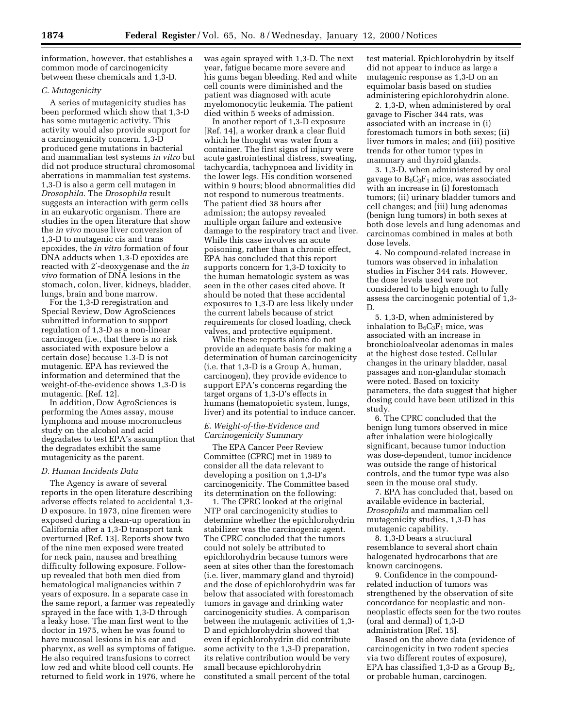information, however, that establishes a common mode of carcinogenicity between these chemicals and 1,3-D.

### C. Mutagenicity

A series of mutagenicity studies has been performed which show that 1,3-D has some mutagenic activity. This activity would also provide support for a carcinogenicity concern. 1,3-D produced gene mutations in bacterial and mammalian test systems *in vitro* but did not produce structural chromosomal aberrations in mammalian test systems. 1,3-D is also a germ cell mutagen in *Drosophila*. The *Drosophila* result suggests an interaction with germ cells in an eukaryotic organism. There are studies in the open literature that show the *in vivo* mouse liver conversion of 1,3-D to mutagenic cis and trans epoxides, the *in vitro* formation of four DNA adducts when 1,3-D epoxides are reacted with 2′-deoxygenase and the *in vivo* formation of DNA lesions in the stomach, colon, liver, kidneys, bladder, lungs, brain and bone marrow.

For the 1,3-D reregistration and Special Review, Dow AgroSciences submitted information to support regulation of 1,3-D as a non-linear carcinogen (i.e., that there is no risk associated with exposure below a certain dose) because 1,3-D is not mutagenic. EPA has reviewed the information and determined that the weight-of-the-evidence shows 1,3-D is mutagenic. [Ref. 12].

In addition, Dow AgroSciences is performing the Ames assay, mouse lymphoma and mouse mocronucleus study on the alcohol and acid degradates to test EPA's assumption that the degradates exhibit the same mutagenicity as the parent.

### D. Human Incidents Data

The Agency is aware of several reports in the open literature describing adverse effects related to accidental 1,3-D exposure. In 1973, nine firemen were exposed during a clean-up operation in California after a 1,3-D transport tank overturned [Ref. 13]. Reports show two of the nine men exposed were treated for neck pain, nausea and breathing difficulty following exposure. Follow-up revealed that both men died from hematological malignancies within 7 years of exposure. In a separate case in the same report, a farmer was repeatedly sprayed in the face with 1,3-D through a leaky hose. The man first went to the doctor in 1975, when he was found to have mucosal lesions in his ear and pharynx, as well as symptoms of fatigue. He also required transfusions to correct low red and white blood cell counts. He returned to field work in 1976, where he was again sprayed with 1,3-D. The next year, fatigue became more severe and his gums began bleeding. Red and white cell counts were diminished and the patient was diagnosed with acute myelomonocytic leukemia. The patient died within 5 weeks of admission.

In another report of 1,3-D exposure [Ref. 14], a worker drank a clear fluid which he thought was water from a container. The first signs of injury were acute gastrointestinal distress, sweating, tachycardia, tachypnoea and lividity in the lower legs. His condition worsened within 9 hours; blood abnormalities did not respond to numerous treatments. The patient died 38 hours after admission; the autopsy revealed multiple organ failure and extensive damage to the respiratory tract and liver. While this case involves an acute poisoning, rather than a chronic effect, EPA has concluded that this report supports concern for 1,3-D toxicity to the human hematologic system as was seen in the other cases cited above. It should be noted that these accidental exposures to 1,3-D are less likely under the current labels because of strict requirements for closed loading, check valves, and protective equipment.

While these reports alone do not provide an adequate basis for making a determination of human carcinogenicity (i.e. that 1,3-D is a Group A, human, carcinogen), they provide evidence to support EPA's concerns regarding the target organs of 1,3-D's effects in humans (hematopoietic system, lungs, liver) and its potential to induce cancer.

### E. Weight-of-the-Evidence and Carcinogenicity Summary

The EPA Cancer Peer Review Committee (CPRC) met in 1989 to consider all the data relevant to developing a position on 1,3-D's carcinogenicity. The Committee based its determination on the following:

1. The CPRC looked at the original NTP oral carcinogenicity studies to determine whether the epichlorohydrin stabilizer was the carcinogenic agent. The CPRC concluded that the tumors could not solely be attributed to epichlorohydrin because tumors were seen at sites other than the forestomach (i.e. liver, mammary gland and thyroid) and the dose of epichlorohydrin was far below that associated with forestomach tumors in gavage and drinking water carcinogenicity studies. A comparison between the mutagenic activities of 1,3-D and epichlorohydrin showed that even if epichlorohydrin did contribute some activity to the 1,3-D preparation, its relative contribution would be very small because epichlorohydrin constituted a small percent of the total test material. Epichlorohydrin by itself did not appear to induce as large a mutagenic response as 1,3-D on an equimolar basis based on studies administering epichlorohydrin alone.
2. 1,3-D, when administered by oral gavage to Fischer 344 rats, was associated with an increase in (i) forestomach tumors in both sexes; (ii) liver tumors in males; and (iii) positive trends for other tumor types in mammary and thyroid glands.
3. 1,3-D, when administered by oral gavage to $B_6C_3F_1$ mice, was associated with an increase in (i) forestomach tumors; (ii) urinary bladder tumors and cell changes; and (iii) lung adenomas (benign lung tumors) in both sexes at both dose levels and lung adenomas and carcinomas combined in males at both dose levels.
4. No compound-related increase in tumors was observed in inhalation studies in Fischer 344 rats. However, the dose levels used were not considered to be high enough to fully assess the carcinogenic potential of 1,3-D.
5. 1,3-D, when administered by inhalation to $B_6C_3F_1$ mice, was associated with an increase in bronchioloalveolar adenomas in males at the highest dose tested. Cellular changes in the urinary bladder, nasal passages and non-glandular stomach were noted. Based on toxicity parameters, the data suggest that higher dosing could have been utilized in this study.
6. The CPRC concluded that the benign lung tumors observed in mice after inhalation were biologically significant, because tumor induction was dose-dependent, tumor incidence was outside the range of historical controls, and the tumor type was also seen in the mouse oral study.
7. EPA has concluded that, based on available evidence in bacterial, *Drosophila* and mammalian cell mutagenicity studies, 1,3-D has mutagenic capability.
8. 1,3-D bears a structural resemblance to several short chain halogenated hydrocarbons that are known carcinogens.
9. Confidence in the compound-related induction of tumors was strengthened by the observation of site concordance for neoplastic and non-neoplastic effects seen for the two routes (oral and dermal) of 1,3-D administration [Ref. 15].

Based on the above data (evidence of carcinogenicity in two rodent species via two different routes of exposure), EPA has classified 1,3-D as a Group $B_2$, or probable human, carcinogen.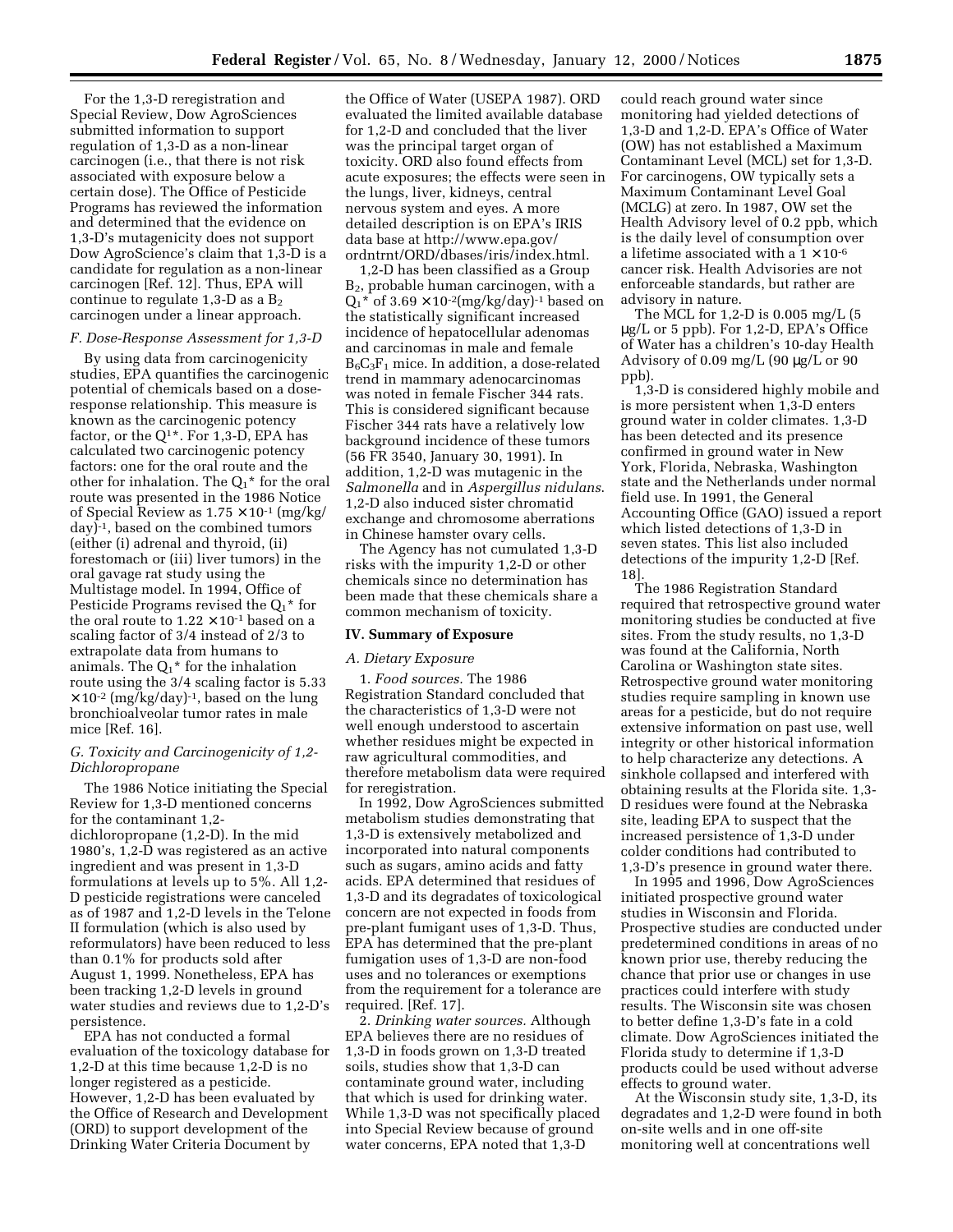For the 1,3-D reregistration and Special Review, Dow AgroSciences submitted information to support regulation of 1,3-D as a non-linear carcinogen (i.e., that there is not risk associated with exposure below a certain dose). The Office of Pesticide Programs has reviewed the information and determined that the evidence on 1,3-D's mutagenicity does not support Dow AgroScience's claim that 1,3-D is a candidate for regulation as a non-linear carcinogen [Ref. 12]. Thus, EPA will continue to regulate 1,3-D as a $B_2$ carcinogen under a linear approach.

*F. Dose-Response Assessment for 1,3-D*

By using data from carcinogenicity studies, EPA quantifies the carcinogenic potential of chemicals based on a dose-response relationship. This measure is known as the carcinogenic potency factor, or the $Q^1*$. For 1,3-D, EPA has calculated two carcinogenic potency factors: one for the oral route and the other for inhalation. The $Q_1*$ for the oral route was presented in the 1986 Notice of Special Review as $1.75 \times 10^{-1}$ $(mg/kg/day)^{-1}$, based on the combined tumors (either (i) adrenal and thyroid, (ii) forestomach or (iii) liver tumors) in the oral gavage rat study using the Multistage model. In 1994, Office of Pesticide Programs revised the $Q_1*$ for the oral route to $1.22 \times 10^{-1}$ based on a scaling factor of 3/4 instead of 2/3 to extrapolate data from humans to animals. The $Q_1*$ for the inhalation route using the 3/4 scaling factor is $5.33 \times 10^{-2}$ $(mg/kg/day)^{-1}$, based on the lung bronchioalveolar tumor rates in male mice [Ref. 16].

*G. Toxicity and Carcinogenicity of 1,2-Dichloropropane*

The 1986 Notice initiating the Special Review for 1,3-D mentioned concerns for the contaminant 1,2-dichloropropane (1,2-D). In the mid 1980's, 1,2-D was registered as an active ingredient and was present in 1,3-D formulations at levels up to 5%. All 1,2-D pesticide registrations were canceled as of 1987 and 1,2-D levels in the Telone II formulation (which is also used by reformulators) have been reduced to less than 0.1% for products sold after August 1, 1999. Nonetheless, EPA has been tracking 1,2-D levels in ground water studies and reviews due to 1,2-D's persistence.

EPA has not conducted a formal evaluation of the toxicology database for 1,2-D at this time because 1,2-D is no longer registered as a pesticide. However, 1,2-D has been evaluated by the Office of Research and Development (ORD) to support development of the Drinking Water Criteria Document by the Office of Water (USEPA 1987). ORD evaluated the limited available database for 1,2-D and concluded that the liver was the principal target organ of toxicity. ORD also found effects from acute exposures; the effects were seen in the lungs, liver, kidneys, central nervous system and eyes. A more detailed description is on EPA's IRIS data base at http://www.epa.gov/ordntrnt/ORD/dbases/iris/index.html.

1,2-D has been classified as a Group $B_2$, probable human carcinogen, with a $Q_1*$ of $3.69 \times 10^{-2}(mg/kg/day)^{-1}$ based on the statistically significant increased incidence of hepatocellular adenomas and carcinomas in male and female $B_6C_3F_1$ mice. In addition, a dose-related trend in mammary adenocarcinomas was noted in female Fischer 344 rats. This is considered significant because Fischer 344 rats have a relatively low background incidence of these tumors (56 FR 3540, January 30, 1991). In addition, 1,2-D was mutagenic in the *Salmonella* and in *Aspergillus nidulans*. 1,2-D also induced sister chromatid exchange and chromosome aberrations in Chinese hamster ovary cells.

The Agency has not cumulated 1,3-D risks with the impurity 1,2-D or other chemicals since no determination has been made that these chemicals share a common mechanism of toxicity.

## IV. Summary of Exposure

*A. Dietary Exposure*

1. *Food sources.* The 1986 Registration Standard concluded that the characteristics of 1,3-D were not well enough understood to ascertain whether residues might be expected in raw agricultural commodities, and therefore metabolism data were required for reregistration.

In 1992, Dow AgroSciences submitted metabolism studies demonstrating that 1,3-D is extensively metabolized and incorporated into natural components such as sugars, amino acids and fatty acids. EPA determined that residues of 1,3-D and its degradates of toxicological concern are not expected in foods from pre-plant fumigant uses of 1,3-D. Thus, EPA has determined that the pre-plant fumigation uses of 1,3-D are non-food uses and no tolerances or exemptions from the requirement for a tolerance are required. [Ref. 17].

2. *Drinking water sources.* Although EPA believes there are no residues of 1,3-D in foods grown on 1,3-D treated soils, studies show that 1,3-D can contaminate ground water, including that which is used for drinking water. While 1,3-D was not specifically placed into Special Review because of ground water concerns, EPA noted that 1,3-D could reach ground water since monitoring had yielded detections of 1,3-D and 1,2-D. EPA's Office of Water (OW) has not established a Maximum Contaminant Level (MCL) set for 1,3-D. For carcinogens, OW typically sets a Maximum Contaminant Level Goal (MCLG) at zero. In 1987, OW set the Health Advisory level of 0.2 ppb, which is the daily level of consumption over a lifetime associated with a $1 \times 10^{-6}$ cancer risk. Health Advisories are not enforceable standards, but rather are advisory in nature.

The MCL for 1,2-D is 0.005 mg/L (5 μg/L or 5 ppb). For 1,2-D, EPA's Office of Water has a children's 10-day Health Advisory of 0.09 mg/L (90 μg/L or 90 ppb).

1,3-D is considered highly mobile and is more persistent when 1,3-D enters ground water in colder climates. 1,3-D has been detected and its presence confirmed in ground water in New York, Florida, Nebraska, Washington state and the Netherlands under normal field use. In 1991, the General Accounting Office (GAO) issued a report which listed detections of 1,3-D in seven states. This list also included detections of the impurity 1,2-D [Ref. 18].

The 1986 Registration Standard required that retrospective ground water monitoring studies be conducted at five sites. From the study results, no 1,3-D was found at the California, North Carolina or Washington state sites. Retrospective ground water monitoring studies require sampling in known use areas for a pesticide, but do not require extensive information on past use, well integrity or other historical information to help characterize any detections. A sinkhole collapsed and interfered with obtaining results at the Florida site. 1,3-D residues were found at the Nebraska site, leading EPA to suspect that the increased persistence of 1,3-D under colder conditions had contributed to 1,3-D's presence in ground water there.

In 1995 and 1996, Dow AgroSciences initiated prospective ground water studies in Wisconsin and Florida. Prospective studies are conducted under predetermined conditions in areas of no known prior use, thereby reducing the chance that prior use or changes in use practices could interfere with study results. The Wisconsin site was chosen to better define 1,3-D's fate in a cold climate. Dow AgroSciences initiated the Florida study to determine if 1,3-D products could be used without adverse effects to ground water.

At the Wisconsin study site, 1,3-D, its degradates and 1,2-D were found in both on-site wells and in one off-site monitoring well at concentrations well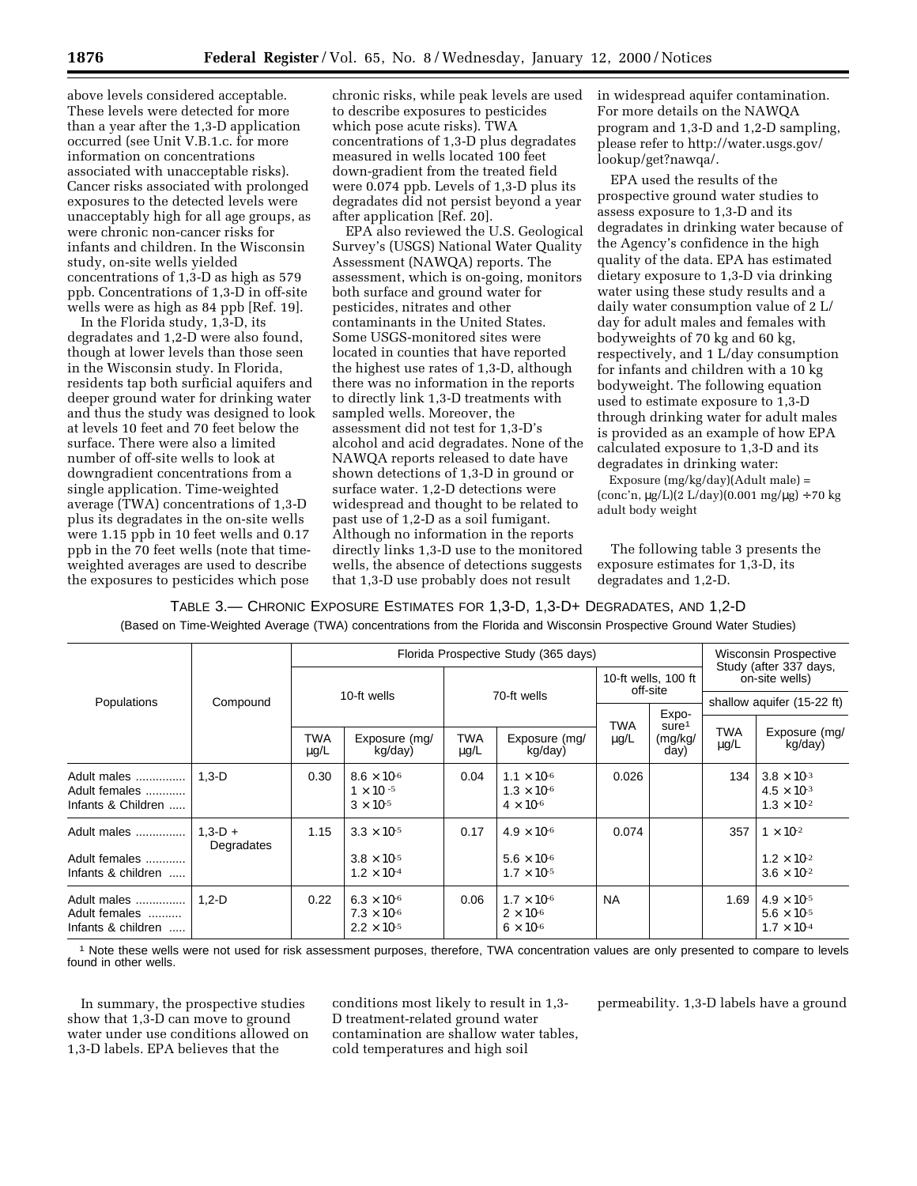above levels considered acceptable. These levels were detected for more than a year after the 1,3-D application occurred (see Unit V.B.1.c. for more information on concentrations associated with unacceptable risks). Cancer risks associated with prolonged exposures to the detected levels were unacceptably high for all age groups, as were chronic non-cancer risks for infants and children. In the Wisconsin study, on-site wells yielded concentrations of 1,3-D as high as 579 ppb. Concentrations of 1,3-D in off-site wells were as high as 84 ppb [Ref. 19].

In the Florida study, 1,3-D, its degradates and 1,2-D were also found, though at lower levels than those seen in the Wisconsin study. In Florida, residents tap both surficial aquifers and deeper ground water for drinking water and thus the study was designed to look at levels 10 feet and 70 feet below the surface. There were also a limited number of off-site wells to look at downgradient concentrations from a single application. Time-weighted average (TWA) concentrations of 1,3-D plus its degradates in the on-site wells were 1.15 ppb in 10 feet wells and 0.17 ppb in the 70 feet wells (note that time-weighted averages are used to describe the exposures to pesticides which pose chronic risks, while peak levels are used to describe exposures to pesticides which pose acute risks). TWA concentrations of 1,3-D plus degradates measured in wells located 100 feet down-gradient from the treated field were 0.074 ppb. Levels of 1,3-D plus its degradates did not persist beyond a year after application [Ref. 20].

EPA also reviewed the U.S. Geological Survey's (USGS) National Water Quality Assessment (NAWQA) reports. The assessment, which is on-going, monitors both surface and ground water for pesticides, nitrates and other contaminants in the United States. Some USGS-monitored sites were located in counties that have reported the highest use rates of 1,3-D, although there was no information in the reports to directly link 1,3-D treatments with sampled wells. Moreover, the assessment did not test for 1,3-D's alcohol and acid degradates. None of the NAWQA reports released to date have shown detections of 1,3-D in ground or surface water. 1,2-D detections were widespread and thought to be related to past use of 1,2-D as a soil fumigant. Although no information in the reports directly links 1,3-D use to the monitored wells, the absence of detections suggests that 1,3-D use probably does not result in widespread aquifer contamination. For more details on the NAWQA program and 1,3-D and 1,2-D sampling, please refer to http://water.usgs.gov/lookup/get?nawqa/.

EPA used the results of the prospective ground water studies to assess exposure to 1,3-D and its degradates in drinking water because of the Agency's confidence in the high quality of the data. EPA has estimated dietary exposure to 1,3-D via drinking water using these study results and a daily water consumption value of 2 L/day for adult males and females with bodyweights of 70 kg and 60 kg, respectively, and 1 L/day consumption for infants and children with a 10 kg bodyweight. The following equation used to estimate exposure to 1,3-D through drinking water for adult males is provided as an example of how EPA calculated exposure to 1,3-D and its degradates in drinking water:

Exposure (mg/kg/day)(Adult male) = (conc'n, μg/L)(2 L/day)(0.001 mg/μg) ÷ 70 kg adult body weight

The following table 3 presents the exposure estimates for 1,3-D, its degradates and 1,2-D.

TABLE 3.— CHRONIC EXPOSURE ESTIMATES FOR 1,3-D, 1,3-D+ DEGRADATES, AND 1,2-D

(Based on Time-Weighted Average (TWA) concentrations from the Florida and Wisconsin Prospective Ground Water Studies)

| Populations | Compound | Florida Prospective Study (365 days) | | | | | | Wisconsin Prospective Study (after 337 days, on-site wells) | |
|---|---|---|---|---|---|---|---|---|---|
| | | 10-ft wells | | 70-ft wells | | 10-ft wells, 100 ft off-site | | shallow aquifer (15-22 ft) | |
| | | TWA μg/L | Exposure (mg/kg/day) | TWA μg/L | Exposure (mg/kg/day) | TWA μg/L | Exposure[1] (mg/kg/day) | TWA μg/L | Exposure (mg/kg/day) |
| Adult males<br>Adult females<br>Infants & Children | 1,3-D | 0.30 | $8.6 \times 10^{-6}$<br>$1 \times 10^{-5}$<br>$3 \times 10^{-5}$ | 0.04 | $1.1 \times 10^{-6}$<br>$1.3 \times 10^{-6}$<br>$4 \times 10^{-6}$ | 0.026 | | 134 | $3.8 \times 10^{-3}$<br>$4.5 \times 10^{-3}$<br>$1.3 \times 10^{-2}$ |
| Adult males<br>Adult females<br>Infants & children | 1,3-D + Degradates | 1.15 | $3.3 \times 10^{-5}$<br>$3.8 \times 10^{-5}$<br>$1.2 \times 10^{-4}$ | 0.17 | $4.9 \times 10^{-6}$<br>$5.6 \times 10^{-6}$<br>$1.7 \times 10^{-5}$ | 0.074 | | 357 | $1 \times 10^{-2}$<br>$1.2 \times 10^{-2}$<br>$3.6 \times 10^{-2}$ |
| Adult males<br>Adult females<br>Infants & children | 1,2-D | 0.22 | $6.3 \times 10^{-6}$<br>$7.3 \times 10^{-6}$<br>$2.2 \times 10^{-5}$ | 0.06 | $1.7 \times 10^{-6}$<br>$2 \times 10^{-6}$<br>$6 \times 10^{-6}$ | NA | | 1.69 | $4.9 \times 10^{-5}$<br>$5.6 \times 10^{-5}$<br>$1.7 \times 10^{-4}$ |

[1] Note these wells were not used for risk assessment purposes, therefore, TWA concentration values are only presented to compare to levels found in other wells.

In summary, the prospective studies show that 1,3-D can move to ground water under use conditions allowed on 1,3-D labels. EPA believes that the conditions most likely to result in 1,3-D treatment-related ground water contamination are shallow water tables, cold temperatures and high soil permeability. 1,3-D labels have a ground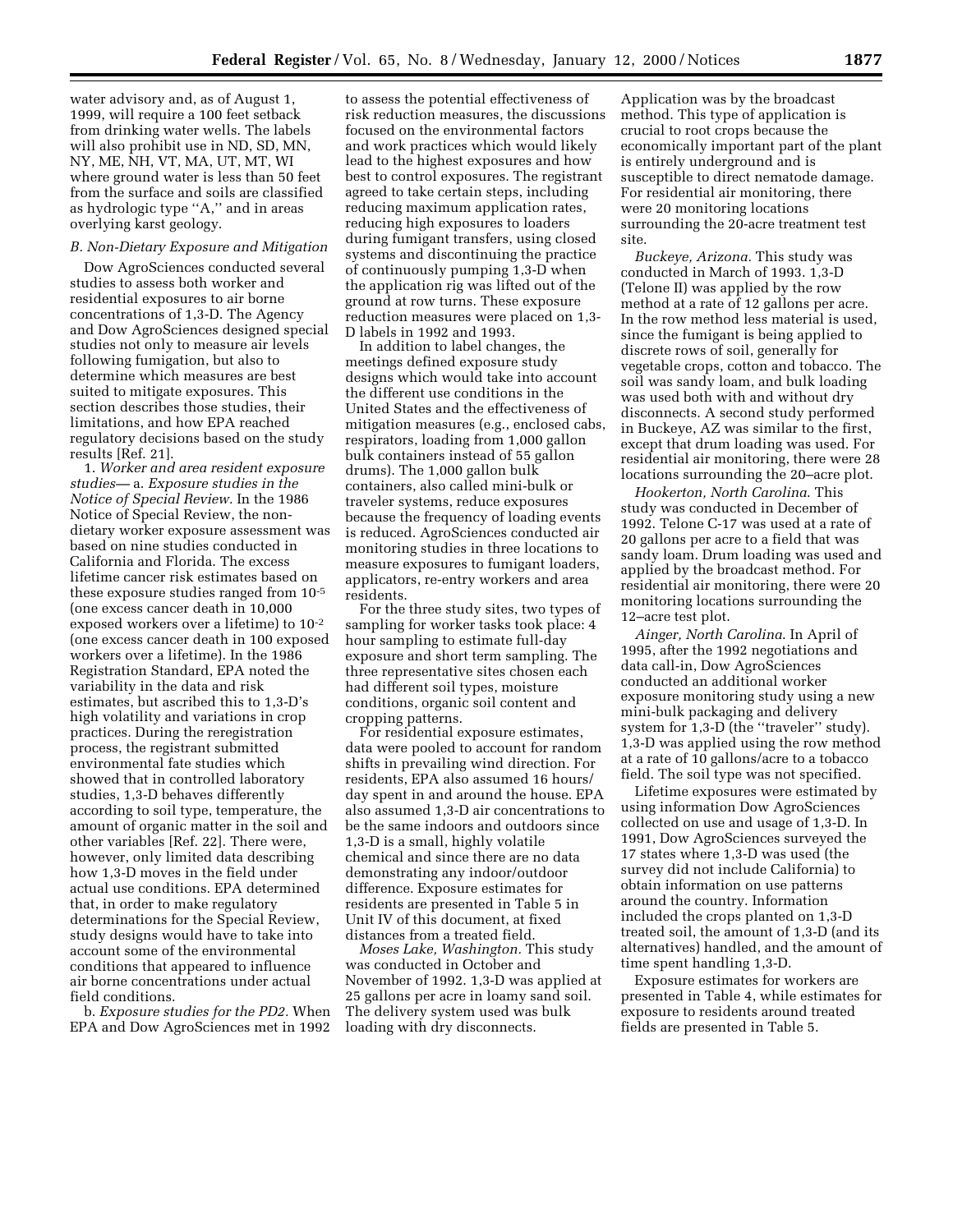water advisory and, as of August 1, 1999, will require a 100 feet setback from drinking water wells. The labels will also prohibit use in ND, SD, MN, NY, ME, NH, VT, MA, UT, MT, WI where ground water is less than 50 feet from the surface and soils are classified as hydrologic type ''A,'' and in areas overlying karst geology.

*B. Non-Dietary Exposure and Mitigation*

Dow AgroSciences conducted several studies to assess both worker and residential exposures to air borne concentrations of 1,3-D. The Agency and Dow AgroSciences designed special studies not only to measure air levels following fumigation, but also to determine which measures are best suited to mitigate exposures. This section describes those studies, their limitations, and how EPA reached regulatory decisions based on the study results [Ref. 21].

1. *Worker and area resident exposure studies*— a. *Exposure studies in the Notice of Special Review.* In the 1986 Notice of Special Review, the non-dietary worker exposure assessment was based on nine studies conducted in California and Florida. The excess lifetime cancer risk estimates based on these exposure studies ranged from $10^{-5}$ (one excess cancer death in 10,000 exposed workers over a lifetime) to $10^{-2}$ (one excess cancer death in 100 exposed workers over a lifetime). In the 1986 Registration Standard, EPA noted the variability in the data and risk estimates, but ascribed this to 1,3-D's high volatility and variations in crop practices. During the reregistration process, the registrant submitted environmental fate studies which showed that in controlled laboratory studies, 1,3-D behaves differently according to soil type, temperature, the amount of organic matter in the soil and other variables [Ref. 22]. There were, however, only limited data describing how 1,3-D moves in the field under actual use conditions. EPA determined that, in order to make regulatory determinations for the Special Review, study designs would have to take into account some of the environmental conditions that appeared to influence air borne concentrations under actual field conditions.

b. *Exposure studies for the PD2.* When EPA and Dow AgroSciences met in 1992 to assess the potential effectiveness of risk reduction measures, the discussions focused on the environmental factors and work practices which would likely lead to the highest exposures and how best to control exposures. The registrant agreed to take certain steps, including reducing maximum application rates, reducing high exposures to loaders during fumigant transfers, using closed systems and discontinuing the practice of continuously pumping 1,3-D when the application rig was lifted out of the ground at row turns. These exposure reduction measures were placed on 1,3-D labels in 1992 and 1993.

In addition to label changes, the meetings defined exposure study designs which would take into account the different use conditions in the United States and the effectiveness of mitigation measures (e.g., enclosed cabs, respirators, loading from 1,000 gallon bulk containers instead of 55 gallon drums). The 1,000 gallon bulk containers, also called mini-bulk or traveler systems, reduce exposures because the frequency of loading events is reduced. AgroSciences conducted air monitoring studies in three locations to measure exposures to fumigant loaders, applicators, re-entry workers and area residents.

For the three study sites, two types of sampling for worker tasks took place: 4 hour sampling to estimate full-day exposure and short term sampling. The three representative sites chosen each had different soil types, moisture conditions, organic soil content and cropping patterns.

For residential exposure estimates, data were pooled to account for random shifts in prevailing wind direction. For residents, EPA also assumed 16 hours/day spent in and around the house. EPA also assumed 1,3-D air concentrations to be the same indoors and outdoors since 1,3-D is a small, highly volatile chemical and since there are no data demonstrating any indoor/outdoor difference. Exposure estimates for residents are presented in Table 5 in Unit IV of this document, at fixed distances from a treated field.

*Moses Lake, Washington.* This study was conducted in October and November of 1992. 1,3-D was applied at 25 gallons per acre in loamy sand soil. The delivery system used was bulk loading with dry disconnects. Application was by the broadcast method. This type of application is crucial to root crops because the economically important part of the plant is entirely underground and is susceptible to direct nematode damage. For residential air monitoring, there were 20 monitoring locations surrounding the 20-acre treatment test site.

*Buckeye, Arizona.* This study was conducted in March of 1993. 1,3-D (Telone II) was applied by the row method at a rate of 12 gallons per acre. In the row method less material is used, since the fumigant is being applied to discrete rows of soil, generally for vegetable crops, cotton and tobacco. The soil was sandy loam, and bulk loading was used both with and without dry disconnects. A second study performed in Buckeye, AZ was similar to the first, except that drum loading was used. For residential air monitoring, there were 28 locations surrounding the 20–acre plot.

*Hookerton, North Carolina.* This study was conducted in December of 1992. Telone C-17 was used at a rate of 20 gallons per acre to a field that was sandy loam. Drum loading was used and applied by the broadcast method. For residential air monitoring, there were 20 monitoring locations surrounding the 12–acre test plot.

*Ainger, North Carolina.* In April of 1995, after the 1992 negotiations and data call-in, Dow AgroSciences conducted an additional worker exposure monitoring study using a new mini-bulk packaging and delivery system for 1,3-D (the ''traveler'' study). 1,3-D was applied using the row method at a rate of 10 gallons/acre to a tobacco field. The soil type was not specified.

Lifetime exposures were estimated by using information Dow AgroSciences collected on use and usage of 1,3-D. In 1991, Dow AgroSciences surveyed the 17 states where 1,3-D was used (the survey did not include California) to obtain information on use patterns around the country. Information included the crops planted on 1,3-D treated soil, the amount of 1,3-D (and its alternatives) handled, and the amount of time spent handling 1,3-D.

Exposure estimates for workers are presented in Table 4, while estimates for exposure to residents around treated fields are presented in Table 5.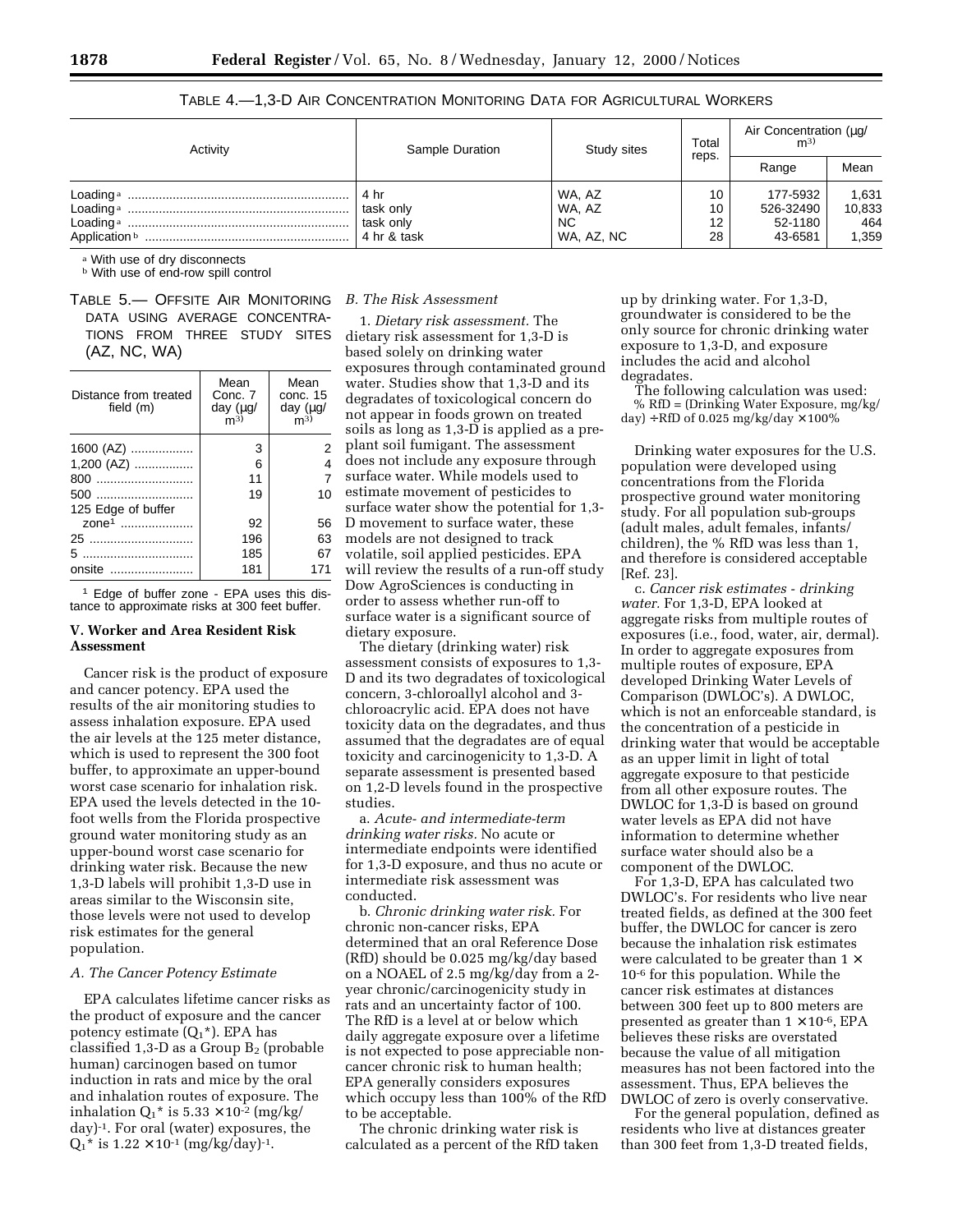TABLE 4.—1,3-D AIR CONCENTRATION MONITORING DATA FOR AGRICULTURAL WORKERS

| Activity | Sample Duration | Study sites | Total reps. | Air Concentration (µg/m³) | |
|---|---|---|---|---|---|
| | | | | Range | Mean |
| Loading [a] | 4 hr | WA, AZ | 10 | 177-5932 | 1,631 |
| Loading [a] | task only | WA, AZ | 10 | 526-32490 | 10,833 |
| Loading [a] | task only | NC | 12 | 52-1180 | 464 |
| Application [b] | 4 hr & task | WA, AZ, NC | 28 | 43-6581 | 1,359 |

[a] With use of dry disconnects
[b] With use of end-row spill control

TABLE 5.— OFFSITE AIR MONITORING DATA USING AVERAGE CONCENTRATIONS FROM THREE STUDY SITES (AZ, NC, WA)

| Distance from treated field (m) | Mean Conc. 7 day (µg/m³) | Mean conc. 15 day (µg/m³) |
|---|---|---|
| 1600 (AZ) | 3 | 2 |
| 1,200 (AZ) | 6 | 4 |
| 800 | 11 | 7 |
| 500 | 19 | 10 |
| 125 Edge of buffer zone[1] | 92 | 56 |
| 25 | 196 | 63 |
| 5 | 185 | 67 |
| onsite | 181 | 171 |

[1] Edge of buffer zone - EPA uses this distance to approximate risks at 300 feet buffer.

**V. Worker and Area Resident Risk Assessment**

Cancer risk is the product of exposure and cancer potency. EPA used the results of the air monitoring studies to assess inhalation exposure. EPA used the air levels at the 125 meter distance, which is used to represent the 300 foot buffer, to approximate an upper-bound worst case scenario for inhalation risk. EPA used the levels detected in the 10-foot wells from the Florida prospective ground water monitoring study as an upper-bound worst case scenario for drinking water risk. Because the new 1,3-D labels will prohibit 1,3-D use in areas similar to the Wisconsin site, those levels were not used to develop risk estimates for the general population.

*A. The Cancer Potency Estimate*

EPA calculates lifetime cancer risks as the product of exposure and the cancer potency estimate ($Q_1$*). EPA has classified 1,3-D as a Group $B_2$ (probable human) carcinogen based on tumor induction in rats and mice by the oral and inhalation routes of exposure. The inhalation $Q_1$* is $5.33 \times 10^{-2}$ $(mg/kg/day)^{-1}$. For oral (water) exposures, the $Q_1$* is $1.22 \times 10^{-1}$ $(mg/kg/day)^{-1}$.

*B. The Risk Assessment*

1. *Dietary risk assessment.* The dietary risk assessment for 1,3-D is based solely on drinking water exposures through contaminated ground water. Studies show that 1,3-D and its degradates of toxicological concern do not appear in foods grown on treated soils as long as 1,3-D is applied as a pre-plant soil fumigant. The assessment does not include any exposure through surface water. While models used to estimate movement of pesticides to surface water show the potential for 1,3-D movement to surface water, these models are not designed to track volatile, soil applied pesticides. EPA will review the results of a run-off study Dow AgroSciences is conducting in order to assess whether run-off to surface water is a significant source of dietary exposure.

The dietary (drinking water) risk assessment consists of exposures to 1,3-D and its two degradates of toxicological concern, 3-chloroallyl alcohol and 3-chloroacrylic acid. EPA does not have toxicity data on the degradates, and thus assumed that the degradates are of equal toxicity and carcinogenicity to 1,3-D. A separate assessment is presented based on 1,2-D levels found in the prospective studies.

a. *Acute- and intermediate-term drinking water risks.* No acute or intermediate endpoints were identified for 1,3-D exposure, and thus no acute or intermediate risk assessment was conducted.

b. *Chronic drinking water risk.* For chronic non-cancer risks, EPA determined that an oral Reference Dose (RfD) should be 0.025 mg/kg/day based on a NOAEL of 2.5 mg/kg/day from a 2-year chronic/carcinogenicity study in rats and an uncertainty factor of 100. The RfD is a level at or below which daily aggregate exposure over a lifetime is not expected to pose appreciable non-cancer chronic risk to human health; EPA generally considers exposures which occupy less than 100% of the RfD to be acceptable.

The chronic drinking water risk is calculated as a percent of the RfD taken up by drinking water. For 1,3-D, groundwater is considered to be the only source for chronic drinking water exposure to 1,3-D, and exposure includes the acid and alcohol degradates.

The following calculation was used:

% RfD = (Drinking Water Exposure, mg/kg/day) ÷RfD of 0.025 mg/kg/day × 100%

Drinking water exposures for the U.S. population were developed using concentrations from the Florida prospective ground water monitoring study. For all population sub-groups (adult males, adult females, infants/children), the % RfD was less than 1, and therefore is considered acceptable [Ref. 23].

c. *Cancer risk estimates - drinking water.* For 1,3-D, EPA looked at aggregate risks from multiple routes of exposures (i.e., food, water, air, dermal). In order to aggregate exposures from multiple routes of exposure, EPA developed Drinking Water Levels of Comparison (DWLOC's). A DWLOC, which is not an enforceable standard, is the concentration of a pesticide in drinking water that would be acceptable as an upper limit in light of total aggregate exposure to that pesticide from all other exposure routes. The DWLOC for 1,3-D is based on ground water levels as EPA did not have information to determine whether surface water should also be a component of the DWLOC.

For 1,3-D, EPA has calculated two DWLOC's. For residents who live near treated fields, as defined at the 300 feet buffer, the DWLOC for cancer is zero because the inhalation risk estimates were calculated to be greater than $1 \times 10^{-6}$ for this population. While the cancer risk estimates at distances between 300 feet up to 800 meters are presented as greater than $1 \times 10^{-6}$, EPA believes these risks are overstated because the value of all mitigation measures has not been factored into the assessment. Thus, EPA believes the DWLOC of zero is overly conservative.

For the general population, defined as residents who live at distances greater than 300 feet from 1,3-D treated fields,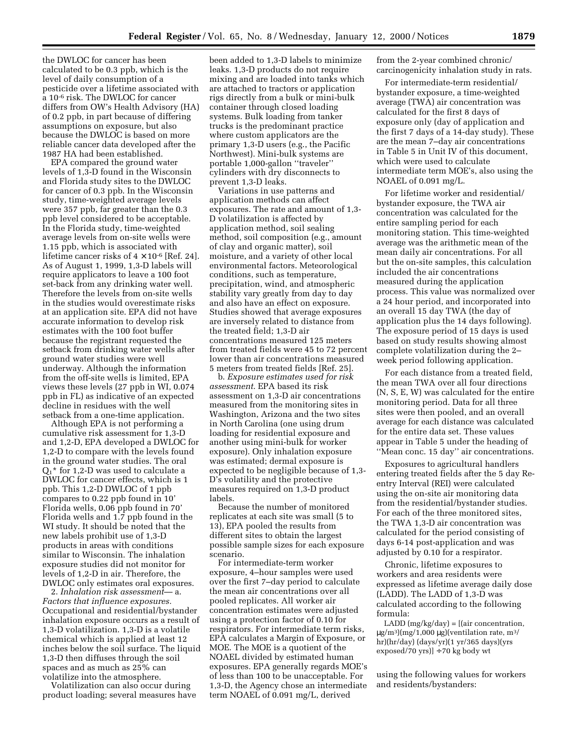the DWLOC for cancer has been calculated to be 0.3 ppb, which is the level of daily consumption of a pesticide over a lifetime associated with a $10^{-6}$ risk. The DWLOC for cancer differs from OW's Health Advisory (HA) of 0.2 ppb, in part because of differing assumptions on exposure, but also because the DWLOC is based on more reliable cancer data developed after the 1987 HA had been established.

EPA compared the ground water levels of 1,3-D found in the Wisconsin and Florida study sites to the DWLOC for cancer of 0.3 ppb. In the Wisconsin study, time-weighted average levels were 357 ppb, far greater than the 0.3 ppb level considered to be acceptable. In the Florida study, time-weighted average levels from on-site wells were 1.15 ppb, which is associated with lifetime cancer risks of $4 \times 10^{-6}$ [Ref. 24]. As of August 1, 1999, 1,3-D labels will require applicators to leave a 100 foot set-back from any drinking water well. Therefore the levels from on-site wells in the studies would overestimate risks at an application site. EPA did not have accurate information to develop risk estimates with the 100 foot buffer because the registrant requested the setback from drinking water wells after ground water studies were well underway. Although the information from the off-site wells is limited, EPA views these levels (27 ppb in WI, 0.074 ppb in FL) as indicative of an expected decline in residues with the well setback from a one-time application.

Although EPA is not performing a cumulative risk assessment for 1,3-D and 1,2-D, EPA developed a DWLOC for 1,2-D to compare with the levels found in the ground water studies. The oral $Q_1$* for 1,2-D was used to calculate a DWLOC for cancer effects, which is 1 ppb. This 1,2-D DWLOC of 1 ppb compares to 0.22 ppb found in 10' Florida wells, 0.06 ppb found in 70' Florida wells and 1.7 ppb found in the WI study. It should be noted that the new labels prohibit use of 1,3-D products in areas with conditions similar to Wisconsin. The inhalation exposure studies did not monitor for levels of 1,2-D in air. Therefore, the DWLOC only estimates oral exposures.

2. *Inhalation risk assessment*— a. *Factors that influence exposures.* Occupational and residential/bystander inhalation exposure occurs as a result of 1,3-D volatilization. 1,3-D is a volatile chemical which is applied at least 12 inches below the soil surface. The liquid 1,3-D then diffuses through the soil spaces and as much as 25% can volatilize into the atmosphere.

Volatilization can also occur during product loading; several measures have been added to 1,3-D labels to minimize leaks. 1,3-D products do not require mixing and are loaded into tanks which are attached to tractors or application rigs directly from a bulk or mini-bulk container through closed loading systems. Bulk loading from tanker trucks is the predominant practice where custom applicators are the primary 1,3-D users (e.g., the Pacific Northwest). Mini-bulk systems are portable 1,000-gallon ''traveler'' cylinders with dry disconnects to prevent 1,3-D leaks.

Variations in use patterns and application methods can affect exposures. The rate and amount of 1,3-D volatilization is affected by application method, soil sealing method, soil composition (e.g., amount of clay and organic matter), soil moisture, and a variety of other local environmental factors. Meteorological conditions, such as temperature, precipitation, wind, and atmospheric stability vary greatly from day to day and also have an effect on exposure. Studies showed that average exposures are inversely related to distance from the treated field; 1,3-D air concentrations measured 125 meters from treated fields were 45 to 72 percent lower than air concentrations measured 5 meters from treated fields [Ref. 25].

b. *Exposure estimates used for risk assessment*. EPA based its risk assessment on 1,3-D air concentrations measured from the monitoring sites in Washington, Arizona and the two sites in North Carolina (one using drum loading for residential exposure and another using mini-bulk for worker exposure). Only inhalation exposure was estimated; dermal exposure is expected to be negligible because of 1,3-D's volatility and the protective measures required on 1,3-D product labels.

Because the number of monitored replicates at each site was small (5 to 13), EPA pooled the results from different sites to obtain the largest possible sample sizes for each exposure scenario.

For intermediate-term worker exposure, 4–hour samples were used over the first 7–day period to calculate the mean air concentrations over all pooled replicates. All worker air concentration estimates were adjusted using a protection factor of 0.10 for respirators. For intermediate term risks, EPA calculates a Margin of Exposure, or MOE. The MOE is a quotient of the NOAEL divided by estimated human exposures. EPA generally regards MOE's of less than 100 to be unacceptable. For 1,3-D, the Agency chose an intermediate term NOAEL of 0.091 mg/L, derived from the 2-year combined chronic/carcinogenicity inhalation study in rats.

For intermediate-term residential/bystander exposure, a time-weighted average (TWA) air concentration was calculated for the first 8 days of exposure only (day of application and the first 7 days of a 14-day study). These are the mean 7–day air concentrations in Table 5 in Unit IV of this document, which were used to calculate intermediate term MOE's, also using the NOAEL of 0.091 mg/L.

For lifetime worker and residential/bystander exposure, the TWA air concentration was calculated for the entire sampling period for each monitoring station. This time-weighted average was the arithmetic mean of the mean daily air concentrations. For all but the on-site samples, this calculation included the air concentrations measured during the application process. This value was normalized over a 24 hour period, and incorporated into an overall 15 day TWA (the day of application plus the 14 days following). The exposure period of 15 days is used based on study results showing almost complete volatilization during the 2–week period following application.

For each distance from a treated field, the mean TWA over all four directions (N, S, E, W) was calculated for the entire monitoring period. Data for all three sites were then pooled, and an overall average for each distance was calculated for the entire data set. These values appear in Table 5 under the heading of ''Mean conc. 15 day'' air concentrations.

Exposures to agricultural handlers entering treated fields after the 5 day Re-entry Interval (REI) were calculated using the on-site air monitoring data from the residential/bystander studies. For each of the three monitored sites, the TWA 1,3-D air concentration was calculated for the period consisting of days 6-14 post-application and was adjusted by 0.10 for a respirator.

Chronic, lifetime exposures to workers and area residents were expressed as lifetime average daily dose (LADD). The LADD of 1,3-D was calculated according to the following formula:

LADD (mg/kg/day) = [(air concentration, μg/m³)(mg/1,000 μg)(ventilation rate, m³/hr)(hr/day) (days/yr)(1 yr/365 days)(yrs exposed/70 yrs)] ÷70 kg body wt

using the following values for workers and residents/bystanders: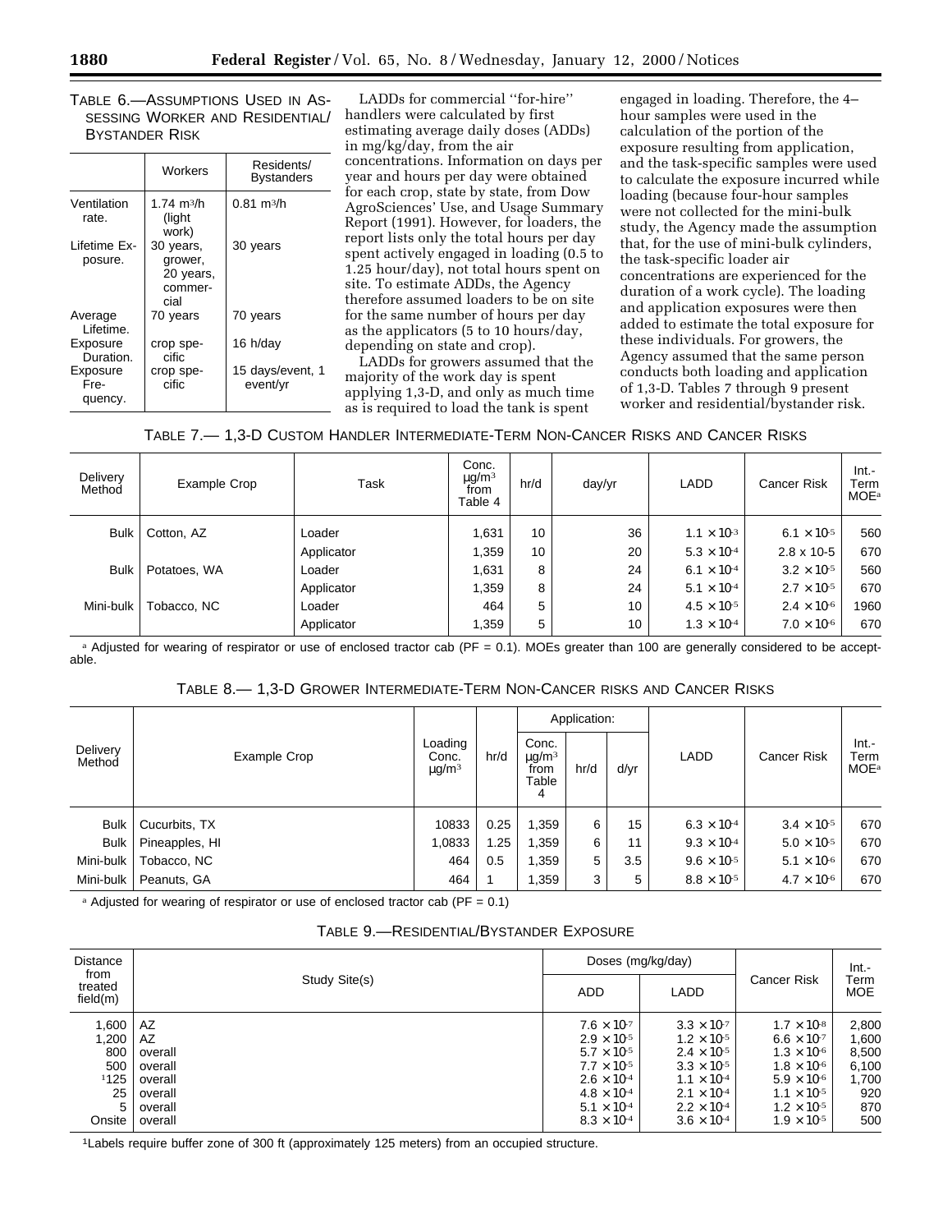TABLE 6.—ASSUMPTIONS USED IN ASSESSING WORKER AND RESIDENTIAL/BYSTANDER RISK

| | Workers | Residents/Bystanders |
|---|---|---|
| Ventilation rate. | 1.74 $m^3$/h (light work) | 0.81 $m^3$/h |
| Lifetime Exposure. | 30 years, grower, 20 years, commercial | 30 years |
| Average Lifetime. | 70 years | 70 years |
| Exposure Duration. | crop specific | 16 h/day |
| Exposure Frequency. | crop specific | 15 days/event, 1 event/yr |

LADDs for commercial ''for-hire'' handlers were calculated by first estimating average daily doses (ADDs) in mg/kg/day, from the air concentrations. Information on days per year and hours per day were obtained for each crop, state by state, from Dow AgroSciences' Use, and Usage Summary Report (1991). However, for loaders, the report lists only the total hours per day spent actively engaged in loading (0.5 to 1.25 hour/day), not total hours spent on site. To estimate ADDs, the Agency therefore assumed loaders to be on site for the same number of hours per day as the applicators (5 to 10 hours/day, depending on state and crop).

LADDs for growers assumed that the majority of the work day is spent applying 1,3-D, and only as much time as is required to load the tank is spent engaged in loading. Therefore, the 4–hour samples were used in the calculation of the portion of the exposure resulting from application, and the task-specific samples were used to calculate the exposure incurred while loading (because four-hour samples were not collected for the mini-bulk study, the Agency made the assumption that, for the use of mini-bulk cylinders, the task-specific loader air concentrations are experienced for the duration of a work cycle). The loading and application exposures were then added to estimate the total exposure for these individuals. For growers, the Agency assumed that the same person conducts both loading and application of 1,3-D. Tables 7 through 9 present worker and residential/bystander risk.

TABLE 7.— 1,3-D CUSTOM HANDLER INTERMEDIATE-TERM NON-CANCER RISKS AND CANCER RISKS

| Delivery Method | Example Crop | Task | Conc. μg/$m^3$ from Table 4 | hr/d | day/yr | LADD | Cancer Risk | Int.-Term MOE[a] |
|---|---|---|---|---|---|---|---|---|
| Bulk | Cotton, AZ | Loader | 1,631 | 10 | 36 | $1.1 \times 10^{-3}$ | $6.1 \times 10^{-5}$ | 560 |
| | | Applicator | 1,359 | 10 | 20 | $5.3 \times 10^{-4}$ | 2.8 x 10-5 | 670 |
| Bulk | Potatoes, WA | Loader | 1,631 | 8 | 24 | $6.1 \times 10^{-4}$ | $3.2 \times 10^{-5}$ | 560 |
| | | Applicator | 1,359 | 8 | 24 | $5.1 \times 10^{-4}$ | $2.7 \times 10^{-5}$ | 670 |
| Mini-bulk | Tobacco, NC | Loader | 464 | 5 | 10 | $4.5 \times 10^{-5}$ | $2.4 \times 10^{-6}$ | 1960 |
| | | Applicator | 1,359 | 5 | 10 | $1.3 \times 10^{-4}$ | $7.0 \times 10^{-6}$ | 670 |

[a] Adjusted for wearing of respirator or use of enclosed tractor cab (PF = 0.1). MOEs greater than 100 are generally considered to be acceptable.

TABLE 8.— 1,3-D GROWER INTERMEDIATE-TERM NON-CANCER RISKS AND CANCER RISKS

| Delivery Method | Example Crop | Loading Conc. μg/$m^3$ | hr/d | Application: Conc. μg/$m^3$ from Table 4 | Application: hr/d | Application: d/yr | LADD | Cancer Risk | Int.-Term MOE[a] |
|---|---|---|---|---|---|---|---|---|---|
| Bulk | Cucurbits, TX | 10833 | 0.25 | 1,359 | 6 | 15 | $6.3 \times 10^{-4}$ | $3.4 \times 10^{-5}$ | 670 |
| Bulk | Pineapples, HI | 1,0833 | 1.25 | 1,359 | 6 | 11 | $9.3 \times 10^{-4}$ | $5.0 \times 10^{-5}$ | 670 |
| Mini-bulk | Tobacco, NC | 464 | 0.5 | 1,359 | 5 | 3.5 | $9.6 \times 10^{-5}$ | $5.1 \times 10^{-6}$ | 670 |
| Mini-bulk | Peanuts, GA | 464 | 1 | 1,359 | 3 | 5 | $8.8 \times 10^{-5}$ | $4.7 \times 10^{-6}$ | 670 |

[a] Adjusted for wearing of respirator or use of enclosed tractor cab (PF = 0.1)

TABLE 9.—RESIDENTIAL/BYSTANDER EXPOSURE

| Distance from treated field(m) | Study Site(s) | Doses (mg/kg/day): ADD | Doses (mg/kg/day): LADD | Cancer Risk | Int.-Term MOE |
|---|---|---|---|---|---|
| 1,600 | AZ | $7.6 \times 10^{-7}$ | $3.3 \times 10^{-7}$ | $1.7 \times 10^{-8}$ | 2,800 |
| 1,200 | AZ | $2.9 \times 10^{-5}$ | $1.2 \times 10^{-5}$ | $6.6 \times 10^{-7}$ | 1,600 |
| 800 | overall | $5.7 \times 10^{-5}$ | $2.4 \times 10^{-5}$ | $1.3 \times 10^{-6}$ | 8,500 |
| 500 | overall | $7.7 \times 10^{-5}$ | $3.3 \times 10^{-5}$ | $1.8 \times 10^{-6}$ | 6,100 |
| [1]125 | overall | $2.6 \times 10^{-4}$ | $1.1 \times 10^{-4}$ | $5.9 \times 10^{-6}$ | 1,700 |
| 25 | overall | $4.8 \times 10^{-4}$ | $2.1 \times 10^{-4}$ | $1.1 \times 10^{-5}$ | 920 |
| 5 | overall | $5.1 \times 10^{-4}$ | $2.2 \times 10^{-4}$ | $1.2 \times 10^{-5}$ | 870 |
| Onsite | overall | $8.3 \times 10^{-4}$ | $3.6 \times 10^{-4}$ | $1.9 \times 10^{-5}$ | 500 |

[1] Labels require buffer zone of 300 ft (approximately 125 meters) from an occupied structure.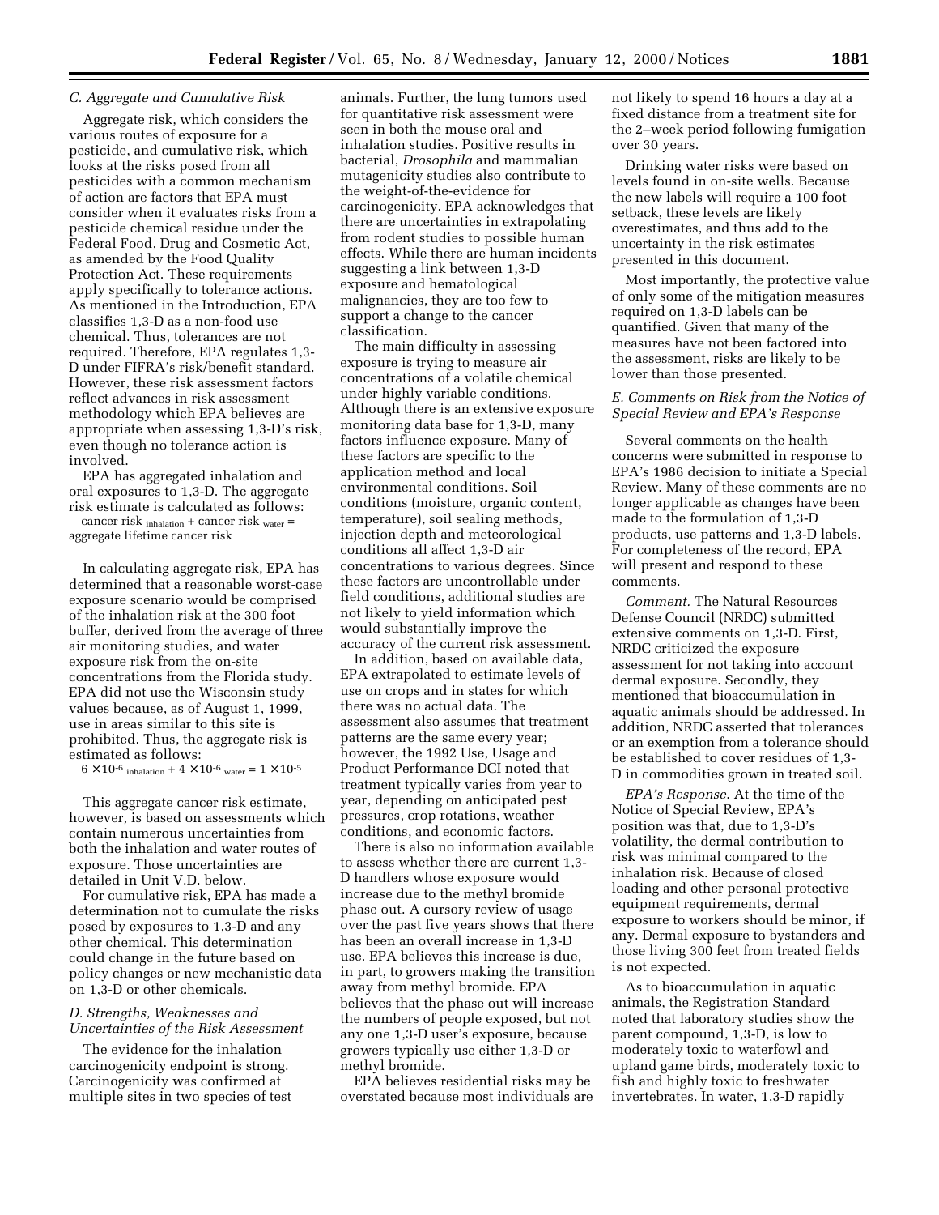### C. Aggregate and Cumulative Risk

Aggregate risk, which considers the various routes of exposure for a pesticide, and cumulative risk, which looks at the risks posed from all pesticides with a common mechanism of action are factors that EPA must consider when it evaluates risks from a pesticide chemical residue under the Federal Food, Drug and Cosmetic Act, as amended by the Food Quality Protection Act. These requirements apply specifically to tolerance actions. As mentioned in the Introduction, EPA classifies 1,3-D as a non-food use chemical. Thus, tolerances are not required. Therefore, EPA regulates 1,3-D under FIFRA's risk/benefit standard. However, these risk assessment factors reflect advances in risk assessment methodology which EPA believes are appropriate when assessing 1,3-D's risk, even though no tolerance action is involved.

EPA has aggregated inhalation and oral exposures to 1,3-D. The aggregate risk estimate is calculated as follows:

$\text{cancer risk}_{\text{inhalation}} + \text{cancer risk}_{\text{water}} =$ aggregate lifetime cancer risk

In calculating aggregate risk, EPA has determined that a reasonable worst-case exposure scenario would be comprised of the inhalation risk at the 300 foot buffer, derived from the average of three air monitoring studies, and water exposure risk from the on-site concentrations from the Florida study. EPA did not use the Wisconsin study values because, as of August 1, 1999, use in areas similar to this site is prohibited. Thus, the aggregate risk is estimated as follows:

$6 \times 10^{-6}{}_{\text{inhalation}} + 4 \times 10^{-6}{}_{\text{water}} = 1 \times 10^{-5}$

This aggregate cancer risk estimate, however, is based on assessments which contain numerous uncertainties from both the inhalation and water routes of exposure. Those uncertainties are detailed in Unit V.D. below.

For cumulative risk, EPA has made a determination not to cumulate the risks posed by exposures to 1,3-D and any other chemical. This determination could change in the future based on policy changes or new mechanistic data on 1,3-D or other chemicals.

### D. Strengths, Weaknesses and Uncertainties of the Risk Assessment

The evidence for the inhalation carcinogenicity endpoint is strong. Carcinogenicity was confirmed at multiple sites in two species of test animals. Further, the lung tumors used for quantitative risk assessment were seen in both the mouse oral and inhalation studies. Positive results in bacterial, *Drosophila* and mammalian mutagenicity studies also contribute to the weight-of-the-evidence for carcinogenicity. EPA acknowledges that there are uncertainties in extrapolating from rodent studies to possible human effects. While there are human incidents suggesting a link between 1,3-D exposure and hematological malignancies, they are too few to support a change to the cancer classification.

The main difficulty in assessing exposure is trying to measure air concentrations of a volatile chemical under highly variable conditions. Although there is an extensive exposure monitoring data base for 1,3-D, many factors influence exposure. Many of these factors are specific to the application method and local environmental conditions. Soil conditions (moisture, organic content, temperature), soil sealing methods, injection depth and meteorological conditions all affect 1,3-D air concentrations to various degrees. Since these factors are uncontrollable under field conditions, additional studies are not likely to yield information which would substantially improve the accuracy of the current risk assessment.

In addition, based on available data, EPA extrapolated to estimate levels of use on crops and in states for which there was no actual data. The assessment also assumes that treatment patterns are the same every year; however, the 1992 Use, Usage and Product Performance DCI noted that treatment typically varies from year to year, depending on anticipated pest pressures, crop rotations, weather conditions, and economic factors.

There is also no information available to assess whether there are current 1,3-D handlers whose exposure would increase due to the methyl bromide phase out. A cursory review of usage over the past five years shows that there has been an overall increase in 1,3-D use. EPA believes this increase is due, in part, to growers making the transition away from methyl bromide. EPA believes that the phase out will increase the numbers of people exposed, but not any one 1,3-D user's exposure, because growers typically use either 1,3-D or methyl bromide.

EPA believes residential risks may be overstated because most individuals are not likely to spend 16 hours a day at a fixed distance from a treatment site for the 2–week period following fumigation over 30 years.

Drinking water risks were based on levels found in on-site wells. Because the new labels will require a 100 foot setback, these levels are likely overestimates, and thus add to the uncertainty in the risk estimates presented in this document.

Most importantly, the protective value of only some of the mitigation measures required on 1,3-D labels can be quantified. Given that many of the measures have not been factored into the assessment, risks are likely to be lower than those presented.

### E. Comments on Risk from the Notice of Special Review and EPA's Response

Several comments on the health concerns were submitted in response to EPA's 1986 decision to initiate a Special Review. Many of these comments are no longer applicable as changes have been made to the formulation of 1,3-D products, use patterns and 1,3-D labels. For completeness of the record, EPA will present and respond to these comments.

*Comment.* The Natural Resources Defense Council (NRDC) submitted extensive comments on 1,3-D. First, NRDC criticized the exposure assessment for not taking into account dermal exposure. Secondly, they mentioned that bioaccumulation in aquatic animals should be addressed. In addition, NRDC asserted that tolerances or an exemption from a tolerance should be established to cover residues of 1,3-D in commodities grown in treated soil.

*EPA's Response.* At the time of the Notice of Special Review, EPA's position was that, due to 1,3-D's volatility, the dermal contribution to risk was minimal compared to the inhalation risk. Because of closed loading and other personal protective equipment requirements, dermal exposure to workers should be minor, if any. Dermal exposure to bystanders and those living 300 feet from treated fields is not expected.

As to bioaccumulation in aquatic animals, the Registration Standard noted that laboratory studies show the parent compound, 1,3-D, is low to moderately toxic to waterfowl and upland game birds, moderately toxic to fish and highly toxic to freshwater invertebrates. In water, 1,3-D rapidly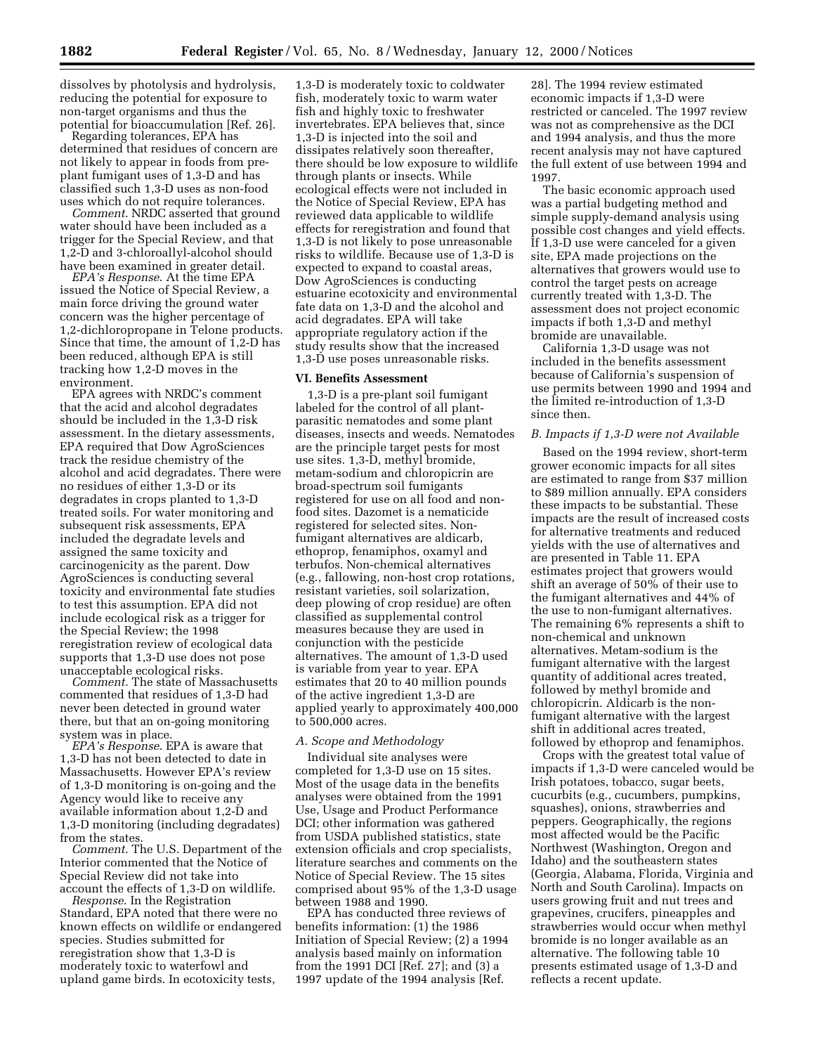dissolves by photolysis and hydrolysis, reducing the potential for exposure to non-target organisms and thus the potential for bioaccumulation [Ref. 26].

Regarding tolerances, EPA has determined that residues of concern are not likely to appear in foods from pre-plant fumigant uses of 1,3-D and has classified such 1,3-D uses as non-food uses which do not require tolerances.

*Comment*. NRDC asserted that ground water should have been included as a trigger for the Special Review, and that 1,2-D and 3-chloroallyl-alcohol should have been examined in greater detail.

*EPA's Response*. At the time EPA issued the Notice of Special Review, a main force driving the ground water concern was the higher percentage of 1,2-dichloropropane in Telone products. Since that time, the amount of 1,2-D has been reduced, although EPA is still tracking how 1,2-D moves in the environment.

EPA agrees with NRDC's comment that the acid and alcohol degradates should be included in the 1,3-D risk assessment. In the dietary assessments, EPA required that Dow AgroSciences track the residue chemistry of the alcohol and acid degradates. There were no residues of either 1,3-D or its degradates in crops planted to 1,3-D treated soils. For water monitoring and subsequent risk assessments, EPA included the degradate levels and assigned the same toxicity and carcinogenicity as the parent. Dow AgroSciences is conducting several toxicity and environmental fate studies to test this assumption. EPA did not include ecological risk as a trigger for the Special Review; the 1998 reregistration review of ecological data supports that 1,3-D use does not pose unacceptable ecological risks.

*Comment*. The state of Massachusetts commented that residues of 1,3-D had never been detected in ground water there, but that an on-going monitoring system was in place.

*EPA's Response*. EPA is aware that 1,3-D has not been detected to date in Massachusetts. However EPA's review of 1,3-D monitoring is on-going and the Agency would like to receive any available information about 1,2-D and 1,3-D monitoring (including degradates) from the states.

*Comment*. The U.S. Department of the Interior commented that the Notice of Special Review did not take into account the effects of 1,3-D on wildlife.

*Response*. In the Registration Standard, EPA noted that there were no known effects on wildlife or endangered species. Studies submitted for reregistration show that 1,3-D is moderately toxic to waterfowl and upland game birds. In ecotoxicity tests, 1,3-D is moderately toxic to coldwater fish, moderately toxic to warm water fish and highly toxic to freshwater invertebrates. EPA believes that, since 1,3-D is injected into the soil and dissipates relatively soon thereafter, there should be low exposure to wildlife through plants or insects. While ecological effects were not included in the Notice of Special Review, EPA has reviewed data applicable to wildlife effects for reregistration and found that 1,3-D is not likely to pose unreasonable risks to wildlife. Because use of 1,3-D is expected to expand to coastal areas, Dow AgroSciences is conducting estuarine ecotoxicity and environmental fate data on 1,3-D and the alcohol and acid degradates. EPA will take appropriate regulatory action if the study results show that the increased 1,3-D use poses unreasonable risks.

## VI. Benefits Assessment

1,3-D is a pre-plant soil fumigant labeled for the control of all plant-parasitic nematodes and some plant diseases, insects and weeds. Nematodes are the principle target pests for most use sites. 1,3-D, methyl bromide, metam-sodium and chloropicrin are broad-spectrum soil fumigants registered for use on all food and non-food sites. Dazomet is a nematicide registered for selected sites. Non-fumigant alternatives are aldicarb, ethoprop, fenamiphos, oxamyl and terbufos. Non-chemical alternatives (e.g., fallowing, non-host crop rotations, resistant varieties, soil solarization, deep plowing of crop residue) are often classified as supplemental control measures because they are used in conjunction with the pesticide alternatives. The amount of 1,3-D used is variable from year to year. EPA estimates that 20 to 40 million pounds of the active ingredient 1,3-D are applied yearly to approximately 400,000 to 500,000 acres.

### *A. Scope and Methodology*

Individual site analyses were completed for 1,3-D use on 15 sites. Most of the usage data in the benefits analyses were obtained from the 1991 Use, Usage and Product Performance DCI; other information was gathered from USDA published statistics, state extension officials and crop specialists, literature searches and comments on the Notice of Special Review. The 15 sites comprised about 95% of the 1,3-D usage between 1988 and 1990.

EPA has conducted three reviews of benefits information: (1) the 1986 Initiation of Special Review; (2) a 1994 analysis based mainly on information from the 1991 DCI [Ref. 27]; and (3) a 1997 update of the 1994 analysis [Ref. 28]. The 1994 review estimated economic impacts if 1,3-D were restricted or canceled. The 1997 review was not as comprehensive as the DCI and 1994 analysis, and thus the more recent analysis may not have captured the full extent of use between 1994 and 1997.

The basic economic approach used was a partial budgeting method and simple supply-demand analysis using possible cost changes and yield effects. If 1,3-D use were canceled for a given site, EPA made projections on the alternatives that growers would use to control the target pests on acreage currently treated with 1,3-D. The assessment does not project economic impacts if both 1,3-D and methyl bromide are unavailable.

California 1,3-D usage was not included in the benefits assessment because of California's suspension of use permits between 1990 and 1994 and the limited re-introduction of 1,3-D since then.

### *B. Impacts if 1,3-D were not Available*

Based on the 1994 review, short-term grower economic impacts for all sites are estimated to range from $37 million to $89 million annually. EPA considers these impacts to be substantial. These impacts are the result of increased costs for alternative treatments and reduced yields with the use of alternatives and are presented in Table 11. EPA estimates project that growers would shift an average of 50% of their use to the fumigant alternatives and 44% of the use to non-fumigant alternatives. The remaining 6% represents a shift to non-chemical and unknown alternatives. Metam-sodium is the fumigant alternative with the largest quantity of additional acres treated, followed by methyl bromide and chloropicrin. Aldicarb is the non-fumigant alternative with the largest shift in additional acres treated, followed by ethoprop and fenamiphos.

Crops with the greatest total value of impacts if 1,3-D were canceled would be Irish potatoes, tobacco, sugar beets, cucurbits (e.g., cucumbers, pumpkins, squashes), onions, strawberries and peppers. Geographically, the regions most affected would be the Pacific Northwest (Washington, Oregon and Idaho) and the southeastern states (Georgia, Alabama, Florida, Virginia and North and South Carolina). Impacts on users growing fruit and nut trees and grapevines, crucifers, pineapples and strawberries would occur when methyl bromide is no longer available as an alternative. The following table 10 presents estimated usage of 1,3-D and reflects a recent update.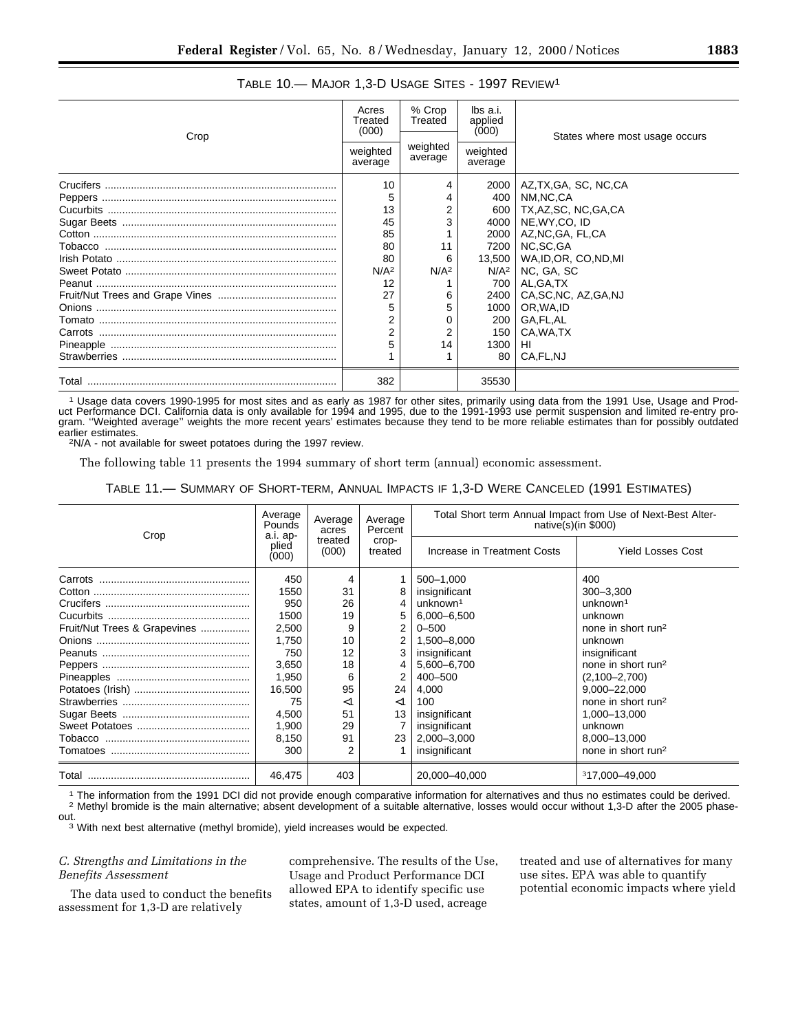TABLE 10.— MAJOR 1,3-D USAGE SITES - 1997 REVIEW[1]

| Crop | Acres Treated (000) | % Crop Treated | lbs a.i. applied (000) | States where most usage occurs |
|---|---|---|---|---|
| | weighted average | weighted average | weighted average | |
| Crucifers | 10 | 4 | 2000 | AZ,TX,GA, SC, NC,CA |
| Peppers | 5 | 4 | 400 | NM,NC,CA |
| Cucurbits | 13 | 2 | 600 | TX,AZ,SC, NC,GA,CA |
| Sugar Beets | 45 | 3 | 4000 | NE,WY,CO, ID |
| Cotton | 85 | 1 | 2000 | AZ,NC,GA, FL,CA |
| Tobacco | 80 | 11 | 7200 | NC,SC,GA |
| Irish Potato | 80 | 6 | 13,500 | WA,ID,OR, CO,ND,MI |
| Sweet Potato | N/A[2] | N/A[2] | N/A[2] | NC, GA, SC |
| Peanut | 12 | 1 | 700 | AL,GA,TX |
| Fruit/Nut Trees and Grape Vines | 27 | 6 | 2400 | CA,SC,NC, AZ,GA,NJ |
| Onions | 5 | 5 | 1000 | OR,WA,ID |
| Tomato | 2 | 0 | 200 | GA,FL,AL |
| Carrots | 2 | 2 | 150 | CA,WA,TX |
| Pineapple | 5 | 14 | 1300 | HI |
| Strawberries | 1 | 1 | 80 | CA,FL,NJ |
| Total | 382 | | 35530 | |

[1] Usage data covers 1990-1995 for most sites and as early as 1987 for other sites, primarily using data from the 1991 Use, Usage and Product Performance DCI. California data is only available for 1994 and 1995, due to the 1991-1993 use permit suspension and limited re-entry program. ''Weighted average'' weights the more recent years' estimates because they tend to be more reliable estimates than for possibly outdated earlier estimates.

[2] N/A - not available for sweet potatoes during the 1997 review.

The following table 11 presents the 1994 summary of short term (annual) economic assessment.

TABLE 11.— SUMMARY OF SHORT-TERM, ANNUAL IMPACTS IF 1,3-D WERE CANCELED (1991 ESTIMATES)

| Crop | Average Pounds a.i. applied (000) | Average acres treated (000) | Average Percent crop-treated | Total Short term Annual Impact from Use of Next-Best Alternative(s)(in $000) | |
|---|---|---|---|---|---|
| | | | | Increase in Treatment Costs | Yield Losses Cost |
| Carrots | 450 | 4 | 1 | 500–1,000 | 400 |
| Cotton | 1550 | 31 | 8 | insignificant | 300–3,300 |
| Crucifers | 950 | 26 | 4 | unknown[1] | unknown[1] |
| Cucurbits | 1500 | 19 | 5 | 6,000–6,500 | unknown |
| Fruit/Nut Trees & Grapevines | 2,500 | 9 | 2 | 0–500 | none in short run[2] |
| Onions | 1,750 | 10 | 2 | 1,500–8,000 | unknown |
| Peanuts | 750 | 12 | 3 | insignificant | insignificant |
| Peppers | 3,650 | 18 | 4 | 5,600–6,700 | none in short run[2] |
| Pineapples | 1,950 | 6 | 2 | 400–500 | (2,100–2,700) |
| Potatoes (Irish) | 16,500 | 95 | 24 | 4,000 | 9,000–22,000 |
| Strawberries | 75 | <1 | <1 | 100 | none in short run[2] |
| Sugar Beets | 4,500 | 51 | 13 | insignificant | 1,000–13,000 |
| Sweet Potatoes | 1,900 | 29 | 7 | insignificant | unknown |
| Tobacco | 8,150 | 91 | 23 | 2,000–3,000 | 8,000–13,000 |
| Tomatoes | 300 | 2 | 1 | insignificant | none in short run[2] |
| Total | 46,475 | 403 | | 20,000–40,000 | [3]17,000–49,000 |

[1] The information from the 1991 DCI did not provide enough comparative information for alternatives and thus no estimates could be derived.

[2] Methyl bromide is the main alternative; absent development of a suitable alternative, losses would occur without 1,3-D after the 2005 phase-out.

[3] With next best alternative (methyl bromide), yield increases would be expected.

*C. Strengths and Limitations in the Benefits Assessment*

The data used to conduct the benefits assessment for 1,3-D are relatively comprehensive. The results of the Use, Usage and Product Performance DCI allowed EPA to identify specific use states, amount of 1,3-D used, acreage treated and use of alternatives for many use sites. EPA was able to quantify potential economic impacts where yield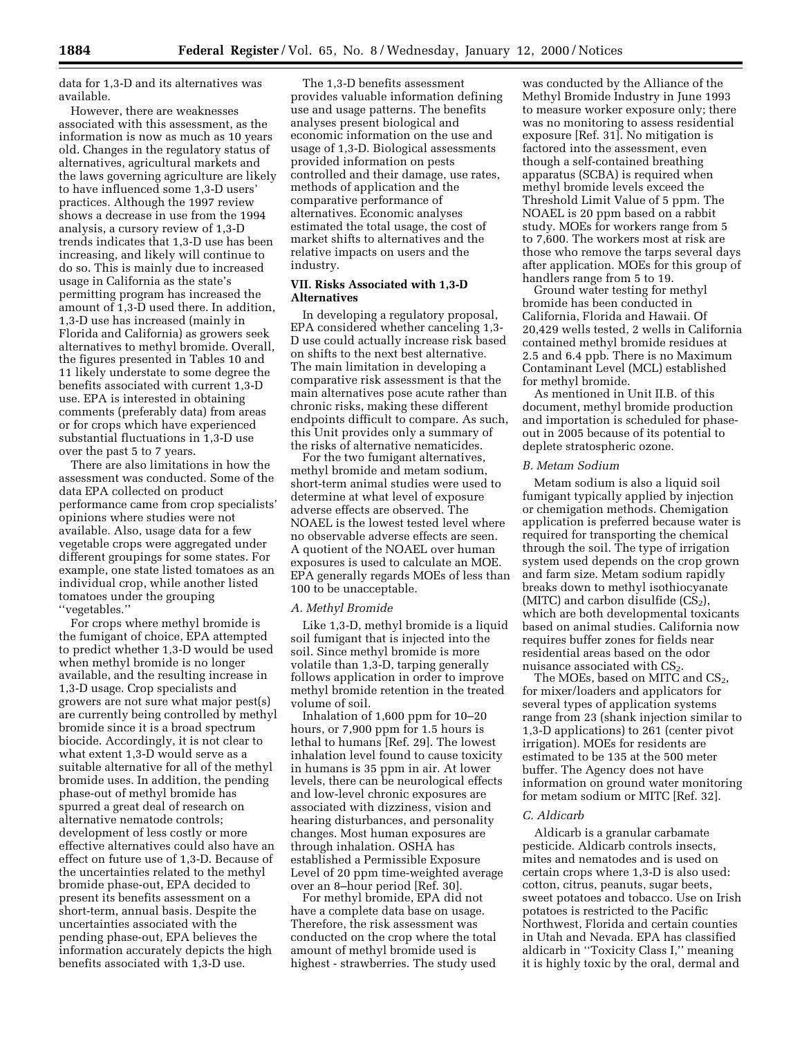data for 1,3-D and its alternatives was available.

However, there are weaknesses associated with this assessment, as the information is now as much as 10 years old. Changes in the regulatory status of alternatives, agricultural markets and the laws governing agriculture are likely to have influenced some 1,3-D users' practices. Although the 1997 review shows a decrease in use from the 1994 analysis, a cursory review of 1,3-D trends indicates that 1,3-D use has been increasing, and likely will continue to do so. This is mainly due to increased usage in California as the state's permitting program has increased the amount of 1,3-D used there. In addition, 1,3-D use has increased (mainly in Florida and California) as growers seek alternatives to methyl bromide. Overall, the figures presented in Tables 10 and 11 likely understate to some degree the benefits associated with current 1,3-D use. EPA is interested in obtaining comments (preferably data) from areas or for crops which have experienced substantial fluctuations in 1,3-D use over the past 5 to 7 years.

There are also limitations in how the assessment was conducted. Some of the data EPA collected on product performance came from crop specialists' opinions where studies were not available. Also, usage data for a few vegetable crops were aggregated under different groupings for some states. For example, one state listed tomatoes as an individual crop, while another listed tomatoes under the grouping "vegetables."

For crops where methyl bromide is the fumigant of choice, EPA attempted to predict whether 1,3-D would be used when methyl bromide is no longer available, and the resulting increase in 1,3-D usage. Crop specialists and growers are not sure what major pest(s) are currently being controlled by methyl bromide since it is a broad spectrum biocide. Accordingly, it is not clear to what extent 1,3-D would serve as a suitable alternative for all of the methyl bromide uses. In addition, the pending phase-out of methyl bromide has spurred a great deal of research on alternative nematode controls; development of less costly or more effective alternatives could also have an effect on future use of 1,3-D. Because of the uncertainties related to the methyl bromide phase-out, EPA decided to present its benefits assessment on a short-term, annual basis. Despite the uncertainties associated with the pending phase-out, EPA believes the information accurately depicts the high benefits associated with 1,3-D use.

The 1,3-D benefits assessment provides valuable information defining use and usage patterns. The benefits analyses present biological and economic information on the use and usage of 1,3-D. Biological assessments provided information on pests controlled and their damage, use rates, methods of application and the comparative performance of alternatives. Economic analyses estimated the total usage, the cost of market shifts to alternatives and the relative impacts on users and the industry.

## VII. Risks Associated with 1,3-D Alternatives

In developing a regulatory proposal, EPA considered whether canceling 1,3-D use could actually increase risk based on shifts to the next best alternative. The main limitation in developing a comparative risk assessment is that the main alternatives pose acute rather than chronic risks, making these different endpoints difficult to compare. As such, this Unit provides only a summary of the risks of alternative nematicides.

For the two fumigant alternatives, methyl bromide and metam sodium, short-term animal studies were used to determine at what level of exposure adverse effects are observed. The NOAEL is the lowest tested level where no observable adverse effects are seen. A quotient of the NOAEL over human exposures is used to calculate an MOE. EPA generally regards MOEs of less than 100 to be unacceptable.

### *A. Methyl Bromide*

Like 1,3-D, methyl bromide is a liquid soil fumigant that is injected into the soil. Since methyl bromide is more volatile than 1,3-D, tarping generally follows application in order to improve methyl bromide retention in the treated volume of soil.

Inhalation of 1,600 ppm for 10–20 hours, or 7,900 ppm for 1.5 hours is lethal to humans [Ref. 29]. The lowest inhalation level found to cause toxicity in humans is 35 ppm in air. At lower levels, there can be neurological effects and low-level chronic exposures are associated with dizziness, vision and hearing disturbances, and personality changes. Most human exposures are through inhalation. OSHA has established a Permissible Exposure Level of 20 ppm time-weighted average over an 8–hour period [Ref. 30].

For methyl bromide, EPA did not have a complete data base on usage. Therefore, the risk assessment was conducted on the crop where the total amount of methyl bromide used is highest - strawberries. The study used was conducted by the Alliance of the Methyl Bromide Industry in June 1993 to measure worker exposure only; there was no monitoring to assess residential exposure [Ref. 31]. No mitigation is factored into the assessment, even though a self-contained breathing apparatus (SCBA) is required when methyl bromide levels exceed the Threshold Limit Value of 5 ppm. The NOAEL is 20 ppm based on a rabbit study. MOEs for workers range from 5 to 7,600. The workers most at risk are those who remove the tarps several days after application. MOEs for this group of handlers range from 5 to 19.

Ground water testing for methyl bromide has been conducted in California, Florida and Hawaii. Of 20,429 wells tested, 2 wells in California contained methyl bromide residues at 2.5 and 6.4 ppb. There is no Maximum Contaminant Level (MCL) established for methyl bromide.

As mentioned in Unit II.B. of this document, methyl bromide production and importation is scheduled for phase-out in 2005 because of its potential to deplete stratospheric ozone.

### *B. Metam Sodium*

Metam sodium is also a liquid soil fumigant typically applied by injection or chemigation methods. Chemigation application is preferred because water is required for transporting the chemical through the soil. The type of irrigation system used depends on the crop grown and farm size. Metam sodium rapidly breaks down to methyl isothiocyanate (MITC) and carbon disulfide ($CS_2$), which are both developmental toxicants based on animal studies. California now requires buffer zones for fields near residential areas based on the odor nuisance associated with $CS_2$.

The MOEs, based on MITC and $CS_2$, for mixer/loaders and applicators for several types of application systems range from 23 (shank injection similar to 1,3-D applications) to 261 (center pivot irrigation). MOEs for residents are estimated to be 135 at the 500 meter buffer. The Agency does not have information on ground water monitoring for metam sodium or MITC [Ref. 32].

### *C. Aldicarb*

Aldicarb is a granular carbamate pesticide. Aldicarb controls insects, mites and nematodes and is used on certain crops where 1,3-D is also used: cotton, citrus, peanuts, sugar beets, sweet potatoes and tobacco. Use on Irish potatoes is restricted to the Pacific Northwest, Florida and certain counties in Utah and Nevada. EPA has classified aldicarb in "Toxicity Class I," meaning it is highly toxic by the oral, dermal and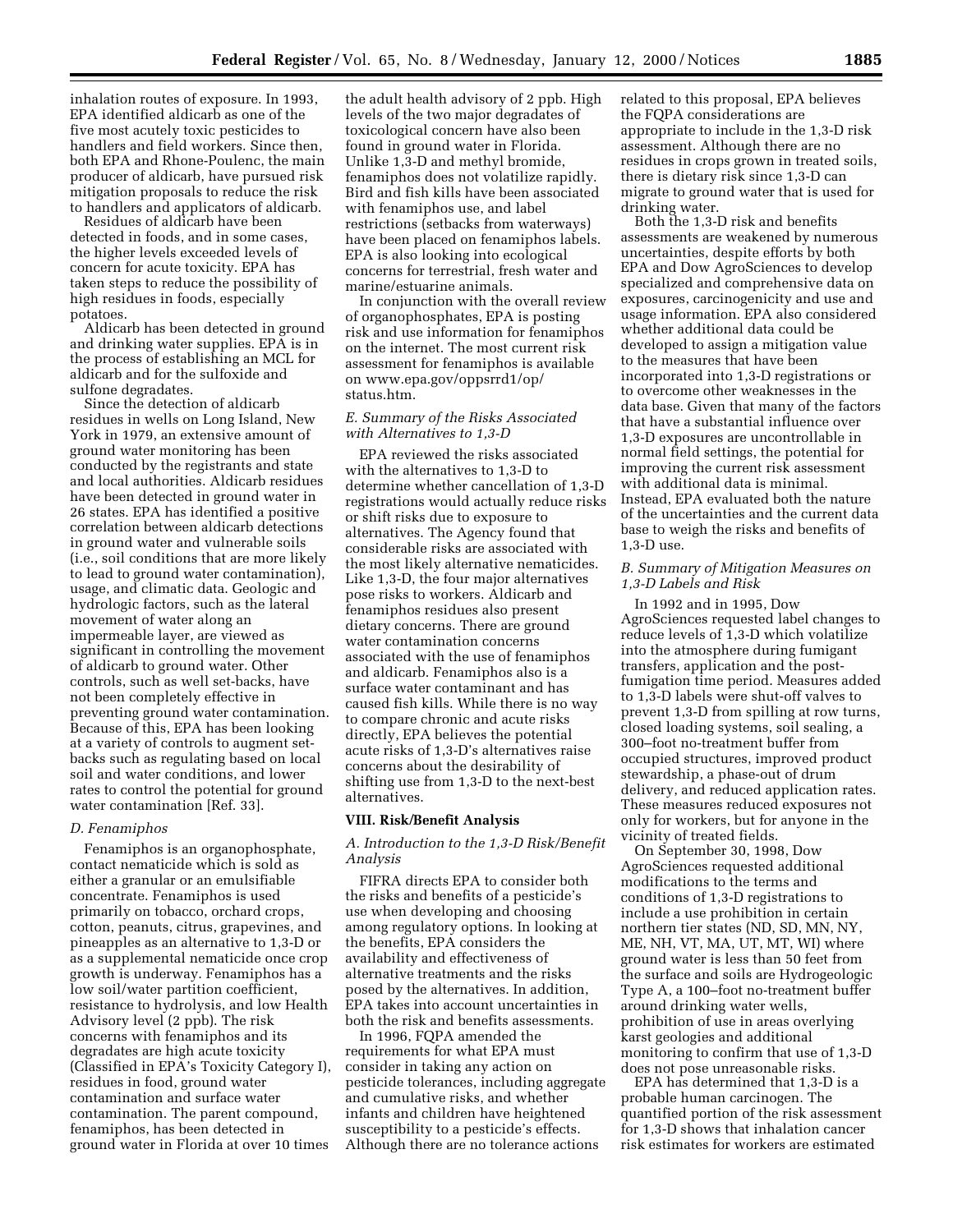inhalation routes of exposure. In 1993, EPA identified aldicarb as one of the five most acutely toxic pesticides to handlers and field workers. Since then, both EPA and Rhone-Poulenc, the main producer of aldicarb, have pursued risk mitigation proposals to reduce the risk to handlers and applicators of aldicarb.

Residues of aldicarb have been detected in foods, and in some cases, the higher levels exceeded levels of concern for acute toxicity. EPA has taken steps to reduce the possibility of high residues in foods, especially potatoes.

Aldicarb has been detected in ground and drinking water supplies. EPA is in the process of establishing an MCL for aldicarb and for the sulfoxide and sulfone degradates.

Since the detection of aldicarb residues in wells on Long Island, New York in 1979, an extensive amount of ground water monitoring has been conducted by the registrants and state and local authorities. Aldicarb residues have been detected in ground water in 26 states. EPA has identified a positive correlation between aldicarb detections in ground water and vulnerable soils (i.e., soil conditions that are more likely to lead to ground water contamination), usage, and climatic data. Geologic and hydrologic factors, such as the lateral movement of water along an impermeable layer, are viewed as significant in controlling the movement of aldicarb to ground water. Other controls, such as well set-backs, have not been completely effective in preventing ground water contamination. Because of this, EPA has been looking at a variety of controls to augment set-backs such as regulating based on local soil and water conditions, and lower rates to control the potential for ground water contamination [Ref. 33].

### *D. Fenamiphos*

Fenamiphos is an organophosphate, contact nematicide which is sold as either a granular or an emulsifiable concentrate. Fenamiphos is used primarily on tobacco, orchard crops, cotton, peanuts, citrus, grapevines, and pineapples as an alternative to 1,3-D or as a supplemental nematicide once crop growth is underway. Fenamiphos has a low soil/water partition coefficient, resistance to hydrolysis, and low Health Advisory level (2 ppb). The risk concerns with fenamiphos and its degradates are high acute toxicity (Classified in EPA's Toxicity Category I), residues in food, ground water contamination and surface water contamination. The parent compound, fenamiphos, has been detected in ground water in Florida at over 10 times the adult health advisory of 2 ppb. High levels of the two major degradates of toxicological concern have also been found in ground water in Florida. Unlike 1,3-D and methyl bromide, fenamiphos does not volatilize rapidly. Bird and fish kills have been associated with fenamiphos use, and label restrictions (setbacks from waterways) have been placed on fenamiphos labels. EPA is also looking into ecological concerns for terrestrial, fresh water and marine/estuarine animals.

In conjunction with the overall review of organophosphates, EPA is posting risk and use information for fenamiphos on the internet. The most current risk assessment for fenamiphos is available on www.epa.gov/oppsrrd1/op/status.htm.

### *E. Summary of the Risks Associated with Alternatives to 1,3-D*

EPA reviewed the risks associated with the alternatives to 1,3-D to determine whether cancellation of 1,3-D registrations would actually reduce risks or shift risks due to exposure to alternatives. The Agency found that considerable risks are associated with the most likely alternative nematicides. Like 1,3-D, the four major alternatives pose risks to workers. Aldicarb and fenamiphos residues also present dietary concerns. There are ground water contamination concerns associated with the use of fenamiphos and aldicarb. Fenamiphos also is a surface water contaminant and has caused fish kills. While there is no way to compare chronic and acute risks directly, EPA believes the potential acute risks of 1,3-D's alternatives raise concerns about the desirability of shifting use from 1,3-D to the next-best alternatives.

## VIII. Risk/Benefit Analysis

### *A. Introduction to the 1,3-D Risk/Benefit Analysis*

FIFRA directs EPA to consider both the risks and benefits of a pesticide's use when developing and choosing among regulatory options. In looking at the benefits, EPA considers the availability and effectiveness of alternative treatments and the risks posed by the alternatives. In addition, EPA takes into account uncertainties in both the risk and benefits assessments.

In 1996, FQPA amended the requirements for what EPA must consider in taking any action on pesticide tolerances, including aggregate and cumulative risks, and whether infants and children have heightened susceptibility to a pesticide's effects. Although there are no tolerance actions related to this proposal, EPA believes the FQPA considerations are appropriate to include in the 1,3-D risk assessment. Although there are no residues in crops grown in treated soils, there is dietary risk since 1,3-D can migrate to ground water that is used for drinking water.

Both the 1,3-D risk and benefits assessments are weakened by numerous uncertainties, despite efforts by both EPA and Dow AgroSciences to develop specialized and comprehensive data on exposures, carcinogenicity and use and usage information. EPA also considered whether additional data could be developed to assign a mitigation value to the measures that have been incorporated into 1,3-D registrations or to overcome other weaknesses in the data base. Given that many of the factors that have a substantial influence over 1,3-D exposures are uncontrollable in normal field settings, the potential for improving the current risk assessment with additional data is minimal. Instead, EPA evaluated both the nature of the uncertainties and the current data base to weigh the risks and benefits of 1,3-D use.

### *B. Summary of Mitigation Measures on 1,3-D Labels and Risk*

In 1992 and in 1995, Dow AgroSciences requested label changes to reduce levels of 1,3-D which volatilize into the atmosphere during fumigant transfers, application and the post-fumigation time period. Measures added to 1,3-D labels were shut-off valves to prevent 1,3-D from spilling at row turns, closed loading systems, soil sealing, a 300–foot no-treatment buffer from occupied structures, improved product stewardship, a phase-out of drum delivery, and reduced application rates. These measures reduced exposures not only for workers, but for anyone in the vicinity of treated fields.

On September 30, 1998, Dow AgroSciences requested additional modifications to the terms and conditions of 1,3-D registrations to include a use prohibition in certain northern tier states (ND, SD, MN, NY, ME, NH, VT, MA, UT, MT, WI) where ground water is less than 50 feet from the surface and soils are Hydrogeologic Type A, a 100–foot no-treatment buffer around drinking water wells, prohibition of use in areas overlying karst geologies and additional monitoring to confirm that use of 1,3-D does not pose unreasonable risks.

EPA has determined that 1,3-D is a probable human carcinogen. The quantified portion of the risk assessment for 1,3-D shows that inhalation cancer risk estimates for workers are estimated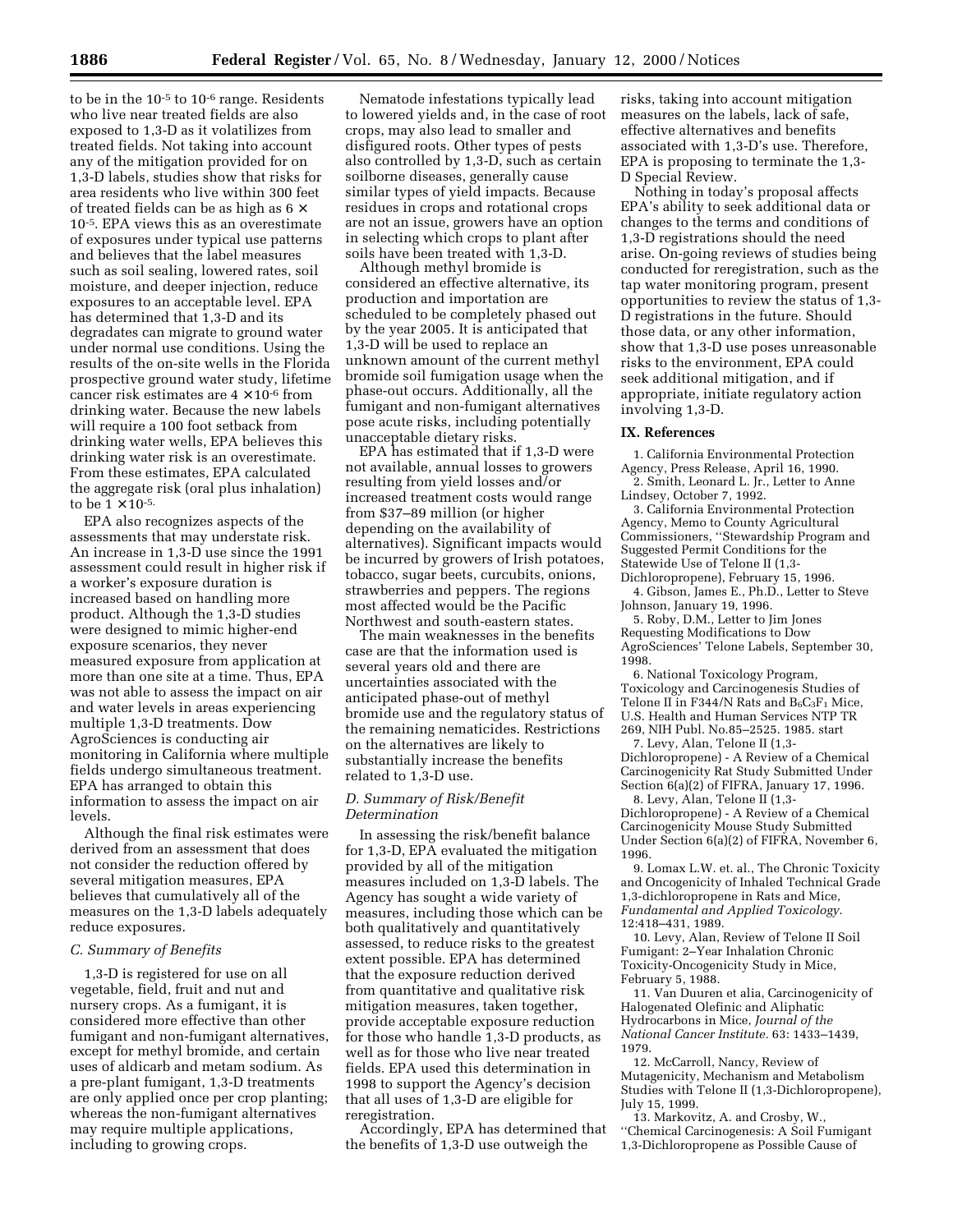to be in the $10^{-5}$ to $10^{-6}$ range. Residents who live near treated fields are also exposed to 1,3-D as it volatilizes from treated fields. Not taking into account any of the mitigation provided for on 1,3-D labels, studies show that risks for area residents who live within 300 feet of treated fields can be as high as $6 \times 10^{-5}$. EPA views this as an overestimate of exposures under typical use patterns and believes that the label measures such as soil sealing, lowered rates, soil moisture, and deeper injection, reduce exposures to an acceptable level. EPA has determined that 1,3-D and its degradates can migrate to ground water under normal use conditions. Using the results of the on-site wells in the Florida prospective ground water study, lifetime cancer risk estimates are $4 \times 10^{-6}$ from drinking water. Because the new labels will require a 100 foot setback from drinking water wells, EPA believes this drinking water risk is an overestimate. From these estimates, EPA calculated the aggregate risk (oral plus inhalation) to be $1 \times 10^{-5}$.

EPA also recognizes aspects of the assessments that may understate risk. An increase in 1,3-D use since the 1991 assessment could result in higher risk if a worker's exposure duration is increased based on handling more product. Although the 1,3-D studies were designed to mimic higher-end exposure scenarios, they never measured exposure from application at more than one site at a time. Thus, EPA was not able to assess the impact on air and water levels in areas experiencing multiple 1,3-D treatments. Dow AgroSciences is conducting air monitoring in California where multiple fields undergo simultaneous treatment. EPA has arranged to obtain this information to assess the impact on air levels.

Although the final risk estimates were derived from an assessment that does not consider the reduction offered by several mitigation measures, EPA believes that cumulatively all of the measures on the 1,3-D labels adequately reduce exposures.

### C. Summary of Benefits

1,3-D is registered for use on all vegetable, field, fruit and nut and nursery crops. As a fumigant, it is considered more effective than other fumigant and non-fumigant alternatives, except for methyl bromide, and certain uses of aldicarb and metam sodium. As a pre-plant fumigant, 1,3-D treatments are only applied once per crop planting; whereas the non-fumigant alternatives may require multiple applications, including to growing crops.

Nematode infestations typically lead to lowered yields and, in the case of root crops, may also lead to smaller and disfigured roots. Other types of pests also controlled by 1,3-D, such as certain soilborne diseases, generally cause similar types of yield impacts. Because residues in crops and rotational crops are not an issue, growers have an option in selecting which crops to plant after soils have been treated with 1,3-D.

Although methyl bromide is considered an effective alternative, its production and importation are scheduled to be completely phased out by the year 2005. It is anticipated that 1,3-D will be used to replace an unknown amount of the current methyl bromide soil fumigation usage when the phase-out occurs. Additionally, all the fumigant and non-fumigant alternatives pose acute risks, including potentially unacceptable dietary risks.

EPA has estimated that if 1,3-D were not available, annual losses to growers resulting from yield losses and/or increased treatment costs would range from $37–89 million (or higher depending on the availability of alternatives). Significant impacts would be incurred by growers of Irish potatoes, tobacco, sugar beets, curcubits, onions, strawberries and peppers. The regions most affected would be the Pacific Northwest and south-eastern states.

The main weaknesses in the benefits case are that the information used is several years old and there are uncertainties associated with the anticipated phase-out of methyl bromide use and the regulatory status of the remaining nematicides. Restrictions on the alternatives are likely to substantially increase the benefits related to 1,3-D use.

### D. Summary of Risk/Benefit Determination

In assessing the risk/benefit balance for 1,3-D, EPA evaluated the mitigation provided by all of the mitigation measures included on 1,3-D labels. The Agency has sought a wide variety of measures, including those which can be both qualitatively and quantitatively assessed, to reduce risks to the greatest extent possible. EPA has determined that the exposure reduction derived from quantitative and qualitative risk mitigation measures, taken together, provide acceptable exposure reduction for those who handle 1,3-D products, as well as for those who live near treated fields. EPA used this determination in 1998 to support the Agency's decision that all uses of 1,3-D are eligible for reregistration.

Accordingly, EPA has determined that the benefits of 1,3-D use outweigh the risks, taking into account mitigation measures on the labels, lack of safe, effective alternatives and benefits associated with 1,3-D's use. Therefore, EPA is proposing to terminate the 1,3-D Special Review.

Nothing in today's proposal affects EPA's ability to seek additional data or changes to the terms and conditions of 1,3-D registrations should the need arise. On-going reviews of studies being conducted for reregistration, such as the tap water monitoring program, present opportunities to review the status of 1,3-D registrations in the future. Should those data, or any other information, show that 1,3-D use poses unreasonable risks to the environment, EPA could seek additional mitigation, and if appropriate, initiate regulatory action involving 1,3-D.

## IX. References

1. California Environmental Protection Agency, Press Release, April 16, 1990.
2. Smith, Leonard L. Jr., Letter to Anne Lindsey, October 7, 1992.
3. California Environmental Protection Agency, Memo to County Agricultural Commissioners, ''Stewardship Program and Suggested Permit Conditions for the Statewide Use of Telone II (1,3-Dichloropropene), February 15, 1996.
4. Gibson, James E., Ph.D., Letter to Steve Johnson, January 19, 1996.
5. Roby, D.M., Letter to Jim Jones Requesting Modifications to Dow AgroSciences' Telone Labels, September 30, 1998.
6. National Toxicology Program, Toxicology and Carcinogenesis Studies of Telone II in F344/N Rats and $B_6C_3F_1$ Mice, U.S. Health and Human Services NTP TR 269, NIH Publ. No.85–2525. 1985. start
7. Levy, Alan, Telone II (1,3-Dichloropropene) - A Review of a Chemical Carcinogenicity Rat Study Submitted Under Section 6(a)(2) of FIFRA, January 17, 1996.
8. Levy, Alan, Telone II (1,3-Dichloropropene) - A Review of a Chemical Carcinogenicity Mouse Study Submitted Under Section 6(a)(2) of FIFRA, November 6, 1996.
9. Lomax L.W. et. al., The Chronic Toxicity and Oncogenicity of Inhaled Technical Grade 1,3-dichloropropene in Rats and Mice, *Fundamental and Applied Toxicology*. 12:418–431, 1989.
10. Levy, Alan, Review of Telone II Soil Fumigant: 2–Year Inhalation Chronic Toxicity-Oncogenicity Study in Mice, February 5, 1988.
11. Van Duuren et alia, Carcinogenicity of Halogenated Olefinic and Aliphatic Hydrocarbons in Mice, *Journal of the National Cancer Institute*. 63: 1433–1439, 1979.
12. McCarroll, Nancy, Review of Mutagenicity, Mechanism and Metabolism Studies with Telone II (1,3-Dichloropropene), July 15, 1999.
13. Markovitz, A. and Crosby, W., ''Chemical Carcinogenesis: A Soil Fumigant 1,3-Dichloropropene as Possible Cause of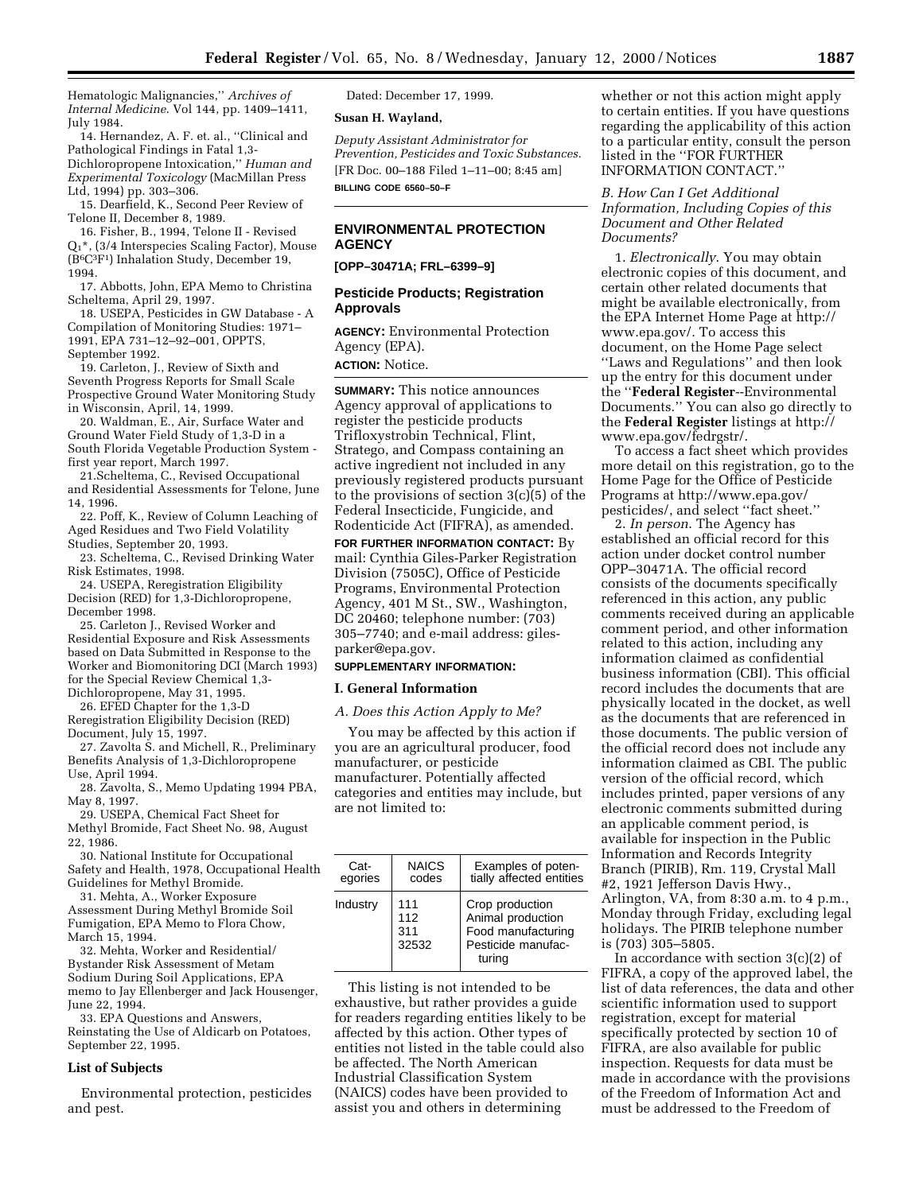Hematologic Malignancies,'' *Archives of Internal Medicine*. Vol 144, pp. 1409–1411, July 1984.

14. Hernandez, A. F. et. al., ''Clinical and Pathological Findings in Fatal 1,3-Dichloropropene Intoxication,'' *Human and Experimental Toxicology* (MacMillan Press Ltd, 1994) pp. 303–306.

15. Dearfield, K., Second Peer Review of Telone II, December 8, 1989.

16. Fisher, B., 1994, Telone II - Revised $Q_1$*, (3/4 Interspecies Scaling Factor), Mouse ($B^6C^3F^1$) Inhalation Study, December 19, 1994.

17. Abbotts, John, EPA Memo to Christina Scheltema, April 29, 1997.

18. USEPA, Pesticides in GW Database - A Compilation of Monitoring Studies: 1971–1991, EPA 731–12–92–001, OPPTS, September 1992.

19. Carleton, J., Review of Sixth and Seventh Progress Reports for Small Scale Prospective Ground Water Monitoring Study in Wisconsin, April, 14, 1999.

20. Waldman, E., Air, Surface Water and Ground Water Field Study of 1,3-D in a South Florida Vegetable Production System - first year report, March 1997.

21. Scheltema, C., Revised Occupational and Residential Assessments for Telone, June 14, 1996.

22. Poff, K., Review of Column Leaching of Aged Residues and Two Field Volatility Studies, September 20, 1993.

23. Scheltema, C., Revised Drinking Water Risk Estimates, 1998.

24. USEPA, Reregistration Eligibility Decision (RED) for 1,3-Dichloropropene, December 1998.

25. Carleton J., Revised Worker and Residential Exposure and Risk Assessments based on Data Submitted in Response to the Worker and Biomonitoring DCI (March 1993) for the Special Review Chemical 1,3-Dichloropropene, May 31, 1995.

26. EFED Chapter for the 1,3-D Reregistration Eligibility Decision (RED) Document, July 15, 1997.

27. Zavolta S. and Michell, R., Preliminary Benefits Analysis of 1,3-Dichloropropene Use, April 1994.

28. Zavolta, S., Memo Updating 1994 PBA, May 8, 1997.

29. USEPA, Chemical Fact Sheet for Methyl Bromide, Fact Sheet No. 98, August 22, 1986.

30. National Institute for Occupational Safety and Health, 1978, Occupational Health Guidelines for Methyl Bromide.

31. Mehta, A., Worker Exposure Assessment During Methyl Bromide Soil Fumigation, EPA Memo to Flora Chow, March 15, 1994.

32. Mehta, Worker and Residential/Bystander Risk Assessment of Metam Sodium During Soil Applications, EPA memo to Jay Ellenberger and Jack Housenger, June 22, 1994.

33. EPA Questions and Answers, Reinstating the Use of Aldicarb on Potatoes, September 22, 1995.

**List of Subjects**

Environmental protection, pesticides and pest.

Dated: December 17, 1999.

**Susan H. Wayland,**

*Deputy Assistant Administrator for Prevention, Pesticides and Toxic Substances.*

[FR Doc. 00–188 Filed 1–11–00; 8:45 am]

**BILLING CODE 6560–50–F**

## ENVIRONMENTAL PROTECTION AGENCY

**[OPP–30471A; FRL–6399–9]**

## Pesticide Products; Registration Approvals

**AGENCY:** Environmental Protection Agency (EPA).

**ACTION:** Notice.

**SUMMARY:** This notice announces Agency approval of applications to register the pesticide products Trifloxystrobin Technical, Flint, Stratego, and Compass containing an active ingredient not included in any previously registered products pursuant to the provisions of section 3(c)(5) of the Federal Insecticide, Fungicide, and Rodenticide Act (FIFRA), as amended.

**FOR FURTHER INFORMATION CONTACT:** By mail: Cynthia Giles-Parker Registration Division (7505C), Office of Pesticide Programs, Environmental Protection Agency, 401 M St., SW., Washington, DC 20460; telephone number: (703) 305–7740; and e-mail address: giles-parker@epa.gov.

**SUPPLEMENTARY INFORMATION:**

### I. General Information

*A. Does this Action Apply to Me?*

You may be affected by this action if you are an agricultural producer, food manufacturer, or pesticide manufacturer. Potentially affected categories and entities may include, but are not limited to:

| Categories | NAICS codes | Examples of potentially affected entities |
|---|---|---|
| Industry | 111<br>112<br>311<br>32532 | Crop production<br>Animal production<br>Food manufacturing<br>Pesticide manufacturing |

This listing is not intended to be exhaustive, but rather provides a guide for readers regarding entities likely to be affected by this action. Other types of entities not listed in the table could also be affected. The North American Industrial Classification System (NAICS) codes have been provided to assist you and others in determining whether or not this action might apply to certain entities. If you have questions regarding the applicability of this action to a particular entity, consult the person listed in the ''FOR FURTHER INFORMATION CONTACT.''

*B. How Can I Get Additional Information, Including Copies of this Document and Other Related Documents?*

1. *Electronically*. You may obtain electronic copies of this document, and certain other related documents that might be available electronically, from the EPA Internet Home Page at http://www.epa.gov/. To access this document, on the Home Page select ''Laws and Regulations'' and then look up the entry for this document under the ''**Federal Register**--Environmental Documents.'' You can also go directly to the **Federal Register** listings at http://www.epa.gov/fedrgstr/.

To access a fact sheet which provides more detail on this registration, go to the Home Page for the Office of Pesticide Programs at http://www.epa.gov/pesticides/, and select ''fact sheet.''

2. *In person*. The Agency has established an official record for this action under docket control number OPP–30471A. The official record consists of the documents specifically referenced in this action, any public comments received during an applicable comment period, and other information related to this action, including any information claimed as confidential business information (CBI). This official record includes the documents that are physically located in the docket, as well as the documents that are referenced in those documents. The public version of the official record does not include any information claimed as CBI. The public version of the official record, which includes printed, paper versions of any electronic comments submitted during an applicable comment period, is available for inspection in the Public Information and Records Integrity Branch (PIRIB), Rm. 119, Crystal Mall #2, 1921 Jefferson Davis Hwy., Arlington, VA, from 8:30 a.m. to 4 p.m., Monday through Friday, excluding legal holidays. The PIRIB telephone number is (703) 305–5805.

In accordance with section 3(c)(2) of FIFRA, a copy of the approved label, the list of data references, the data and other scientific information used to support registration, except for material specifically protected by section 10 of FIFRA, are also available for public inspection. Requests for data must be made in accordance with the provisions of the Freedom of Information Act and must be addressed to the Freedom of